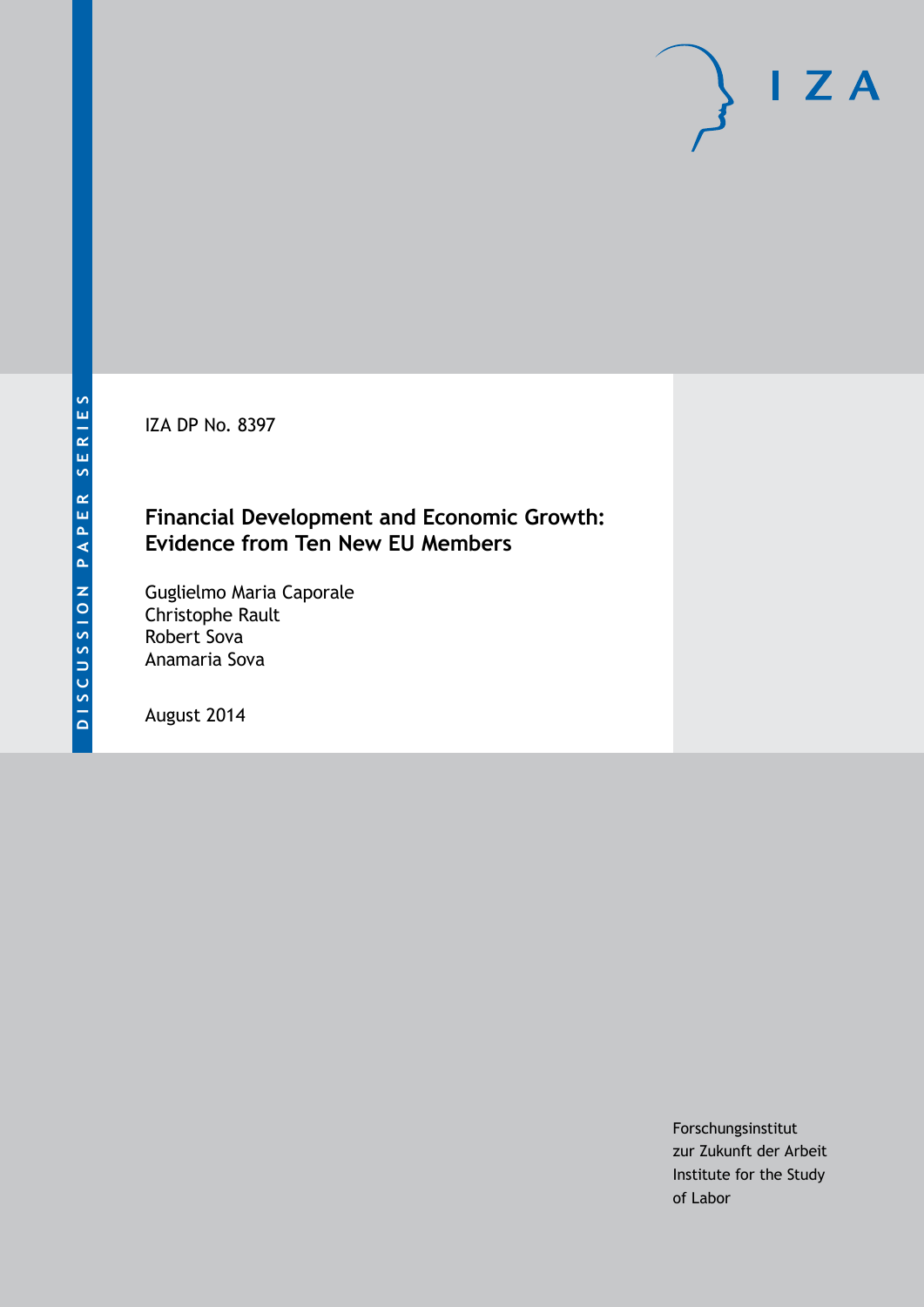DISCUSSION PAPER SERIES

IZA DP No. 8397

# Financial Development and Economic Growth: Evidence from Ten New EU Members

Guglielmo Maria Caporale
Christophe Rault
Robert Sova
Anamaria Sova

August 2014

Forschungsinstitut
zur Zukunft der Arbeit
Institute for the Study
of Labor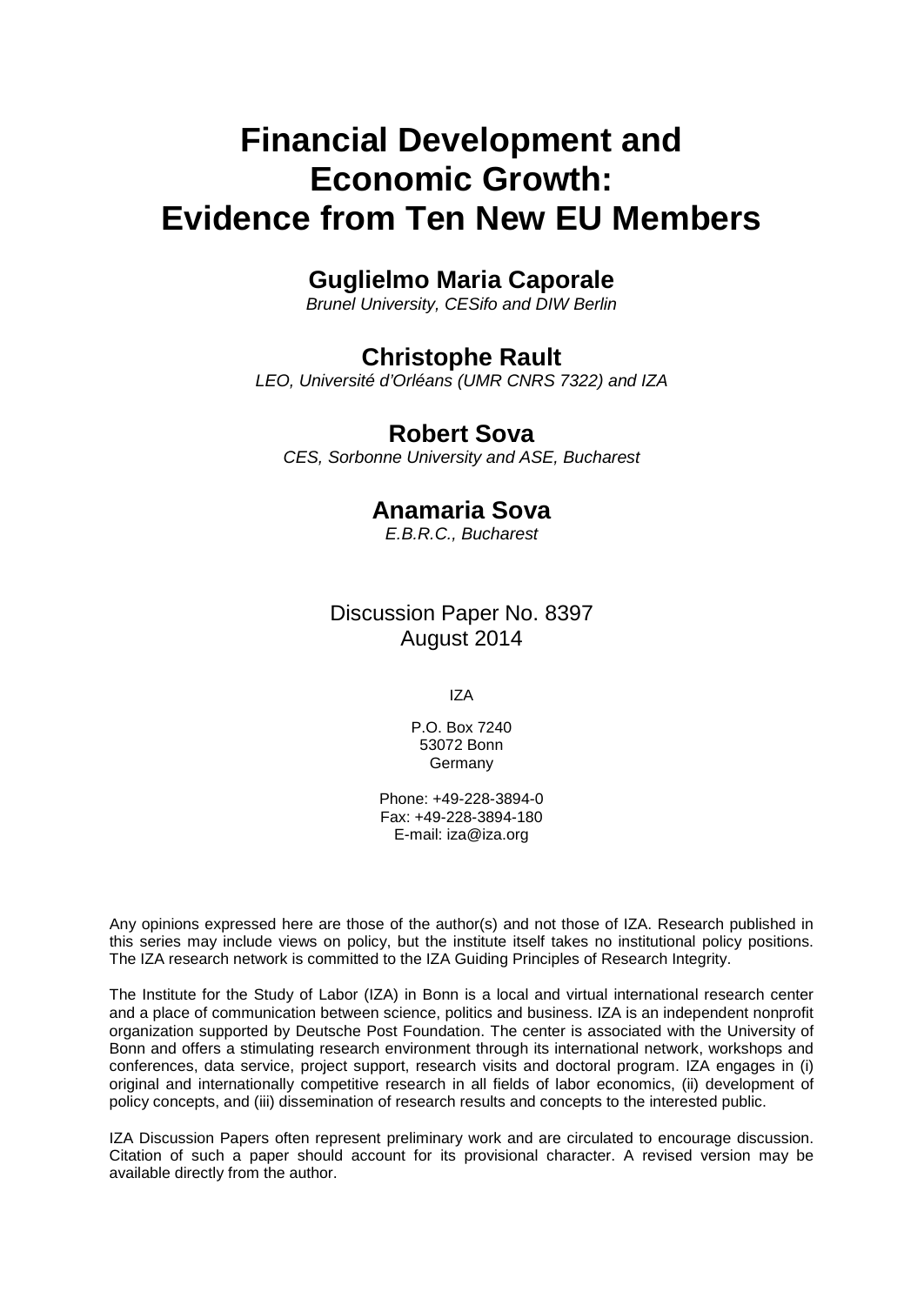# Financial Development and Economic Growth: Evidence from Ten New EU Members

## Guglielmo Maria Caporale

*Brunel University, CESifo and DIW Berlin*

## Christophe Rault

*LEO, Université d'Orléans (UMR CNRS 7322) and IZA*

## Robert Sova

*CES, Sorbonne University and ASE, Bucharest*

## Anamaria Sova

*E.B.R.C., Bucharest*

Discussion Paper No. 8397
August 2014

IZA

P.O. Box 7240
53072 Bonn
Germany

Phone: +49-228-3894-0
Fax: +49-228-3894-180
E-mail: iza@iza.org

Any opinions expressed here are those of the author(s) and not those of IZA. Research published in this series may include views on policy, but the institute itself takes no institutional policy positions. The IZA research network is committed to the IZA Guiding Principles of Research Integrity.

The Institute for the Study of Labor (IZA) in Bonn is a local and virtual international research center and a place of communication between science, politics and business. IZA is an independent nonprofit organization supported by Deutsche Post Foundation. The center is associated with the University of Bonn and offers a stimulating research environment through its international network, workshops and conferences, data service, project support, research visits and doctoral program. IZA engages in (i) original and internationally competitive research in all fields of labor economics, (ii) development of policy concepts, and (iii) dissemination of research results and concepts to the interested public.

IZA Discussion Papers often represent preliminary work and are circulated to encourage discussion. Citation of such a paper should account for its provisional character. A revised version may be available directly from the author.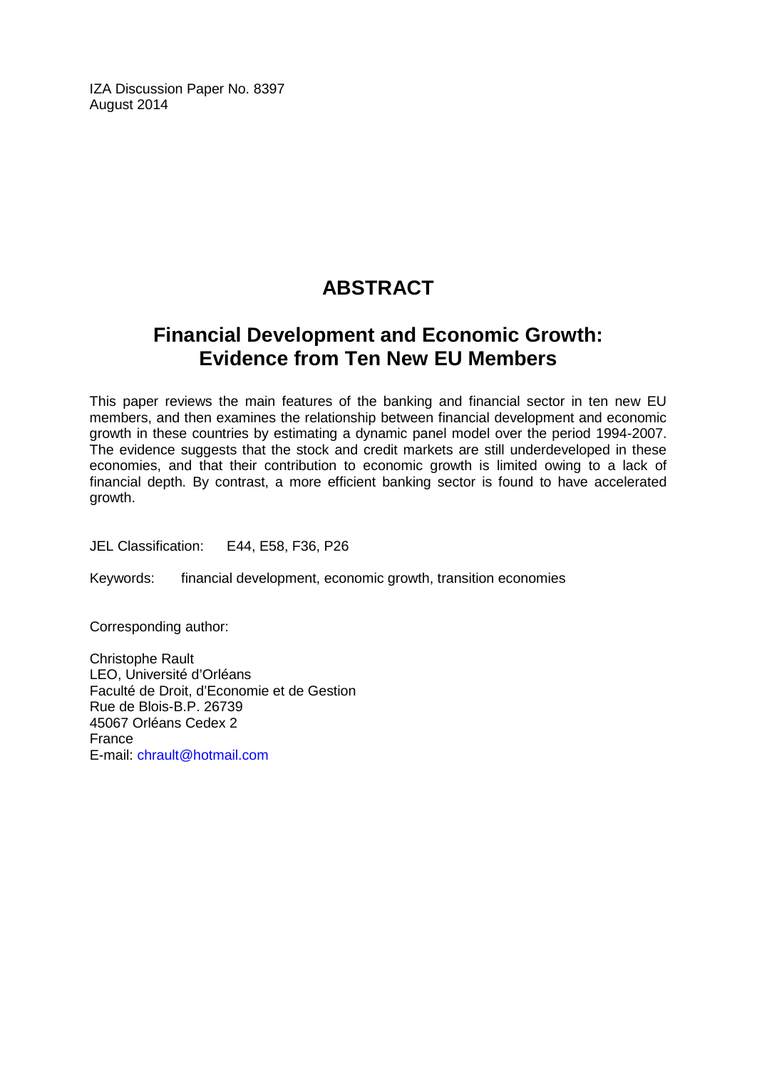IZA Discussion Paper No. 8397
August 2014

# ABSTRACT

## Financial Development and Economic Growth: Evidence from Ten New EU Members

This paper reviews the main features of the banking and financial sector in ten new EU members, and then examines the relationship between financial development and economic growth in these countries by estimating a dynamic panel model over the period 1994-2007. The evidence suggests that the stock and credit markets are still underdeveloped in these economies, and that their contribution to economic growth is limited owing to a lack of financial depth. By contrast, a more efficient banking sector is found to have accelerated growth.

JEL Classification: E44, E58, F36, P26

Keywords: financial development, economic growth, transition economies

Corresponding author:

Christophe Rault
LEO, Université d'Orléans
Faculté de Droit, d'Economie et de Gestion
Rue de Blois-B.P. 26739
45067 Orléans Cedex 2
France
E-mail: chrault@hotmail.com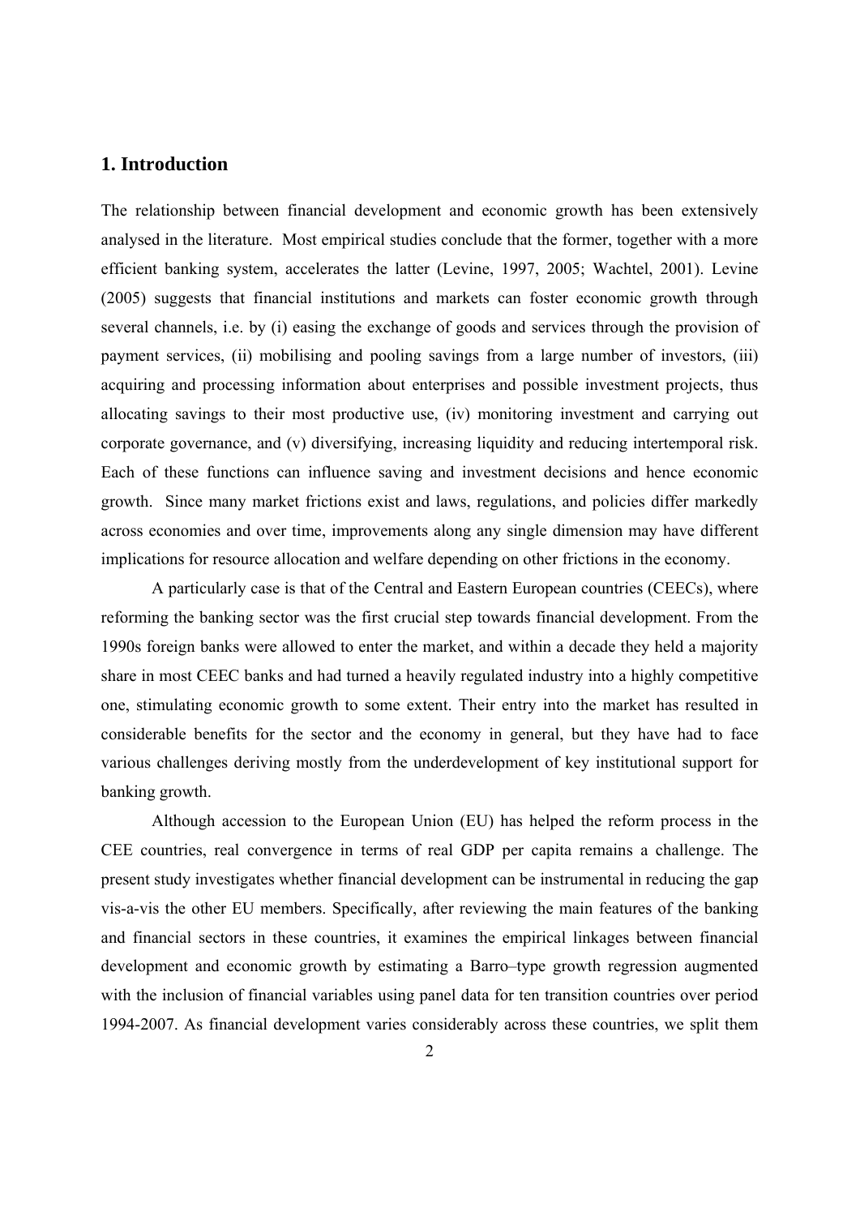## 1. Introduction

The relationship between financial development and economic growth has been extensively analysed in the literature. Most empirical studies conclude that the former, together with a more efficient banking system, accelerates the latter (Levine, 1997, 2005; Wachtel, 2001). Levine (2005) suggests that financial institutions and markets can foster economic growth through several channels, i.e. by (i) easing the exchange of goods and services through the provision of payment services, (ii) mobilising and pooling savings from a large number of investors, (iii) acquiring and processing information about enterprises and possible investment projects, thus allocating savings to their most productive use, (iv) monitoring investment and carrying out corporate governance, and (v) diversifying, increasing liquidity and reducing intertemporal risk. Each of these functions can influence saving and investment decisions and hence economic growth. Since many market frictions exist and laws, regulations, and policies differ markedly across economies and over time, improvements along any single dimension may have different implications for resource allocation and welfare depending on other frictions in the economy.

A particularly case is that of the Central and Eastern European countries (CEECs), where reforming the banking sector was the first crucial step towards financial development. From the 1990s foreign banks were allowed to enter the market, and within a decade they held a majority share in most CEEC banks and had turned a heavily regulated industry into a highly competitive one, stimulating economic growth to some extent. Their entry into the market has resulted in considerable benefits for the sector and the economy in general, but they have had to face various challenges deriving mostly from the underdevelopment of key institutional support for banking growth.

Although accession to the European Union (EU) has helped the reform process in the CEE countries, real convergence in terms of real GDP per capita remains a challenge. The present study investigates whether financial development can be instrumental in reducing the gap vis-a-vis the other EU members. Specifically, after reviewing the main features of the banking and financial sectors in these countries, it examines the empirical linkages between financial development and economic growth by estimating a Barro–type growth regression augmented with the inclusion of financial variables using panel data for ten transition countries over period 1994-2007. As financial development varies considerably across these countries, we split them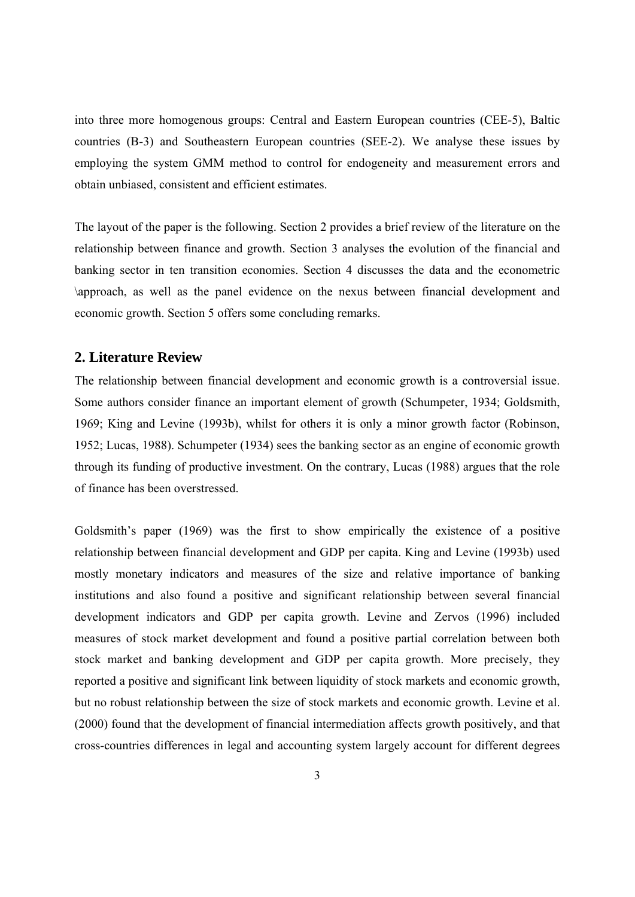into three more homogenous groups: Central and Eastern European countries (CEE-5), Baltic countries (B-3) and Southeastern European countries (SEE-2). We analyse these issues by employing the system GMM method to control for endogeneity and measurement errors and obtain unbiased, consistent and efficient estimates.

The layout of the paper is the following. Section 2 provides a brief review of the literature on the relationship between finance and growth. Section 3 analyses the evolution of the financial and banking sector in ten transition economies. Section 4 discusses the data and the econometric \approach, as well as the panel evidence on the nexus between financial development and economic growth. Section 5 offers some concluding remarks.

## 2. Literature Review

The relationship between financial development and economic growth is a controversial issue. Some authors consider finance an important element of growth (Schumpeter, 1934; Goldsmith, 1969; King and Levine (1993b), whilst for others it is only a minor growth factor (Robinson, 1952; Lucas, 1988). Schumpeter (1934) sees the banking sector as an engine of economic growth through its funding of productive investment. On the contrary, Lucas (1988) argues that the role of finance has been overstressed.

Goldsmith's paper (1969) was the first to show empirically the existence of a positive relationship between financial development and GDP per capita. King and Levine (1993b) used mostly monetary indicators and measures of the size and relative importance of banking institutions and also found a positive and significant relationship between several financial development indicators and GDP per capita growth. Levine and Zervos (1996) included measures of stock market development and found a positive partial correlation between both stock market and banking development and GDP per capita growth. More precisely, they reported a positive and significant link between liquidity of stock markets and economic growth, but no robust relationship between the size of stock markets and economic growth. Levine et al. (2000) found that the development of financial intermediation affects growth positively, and that cross-countries differences in legal and accounting system largely account for different degrees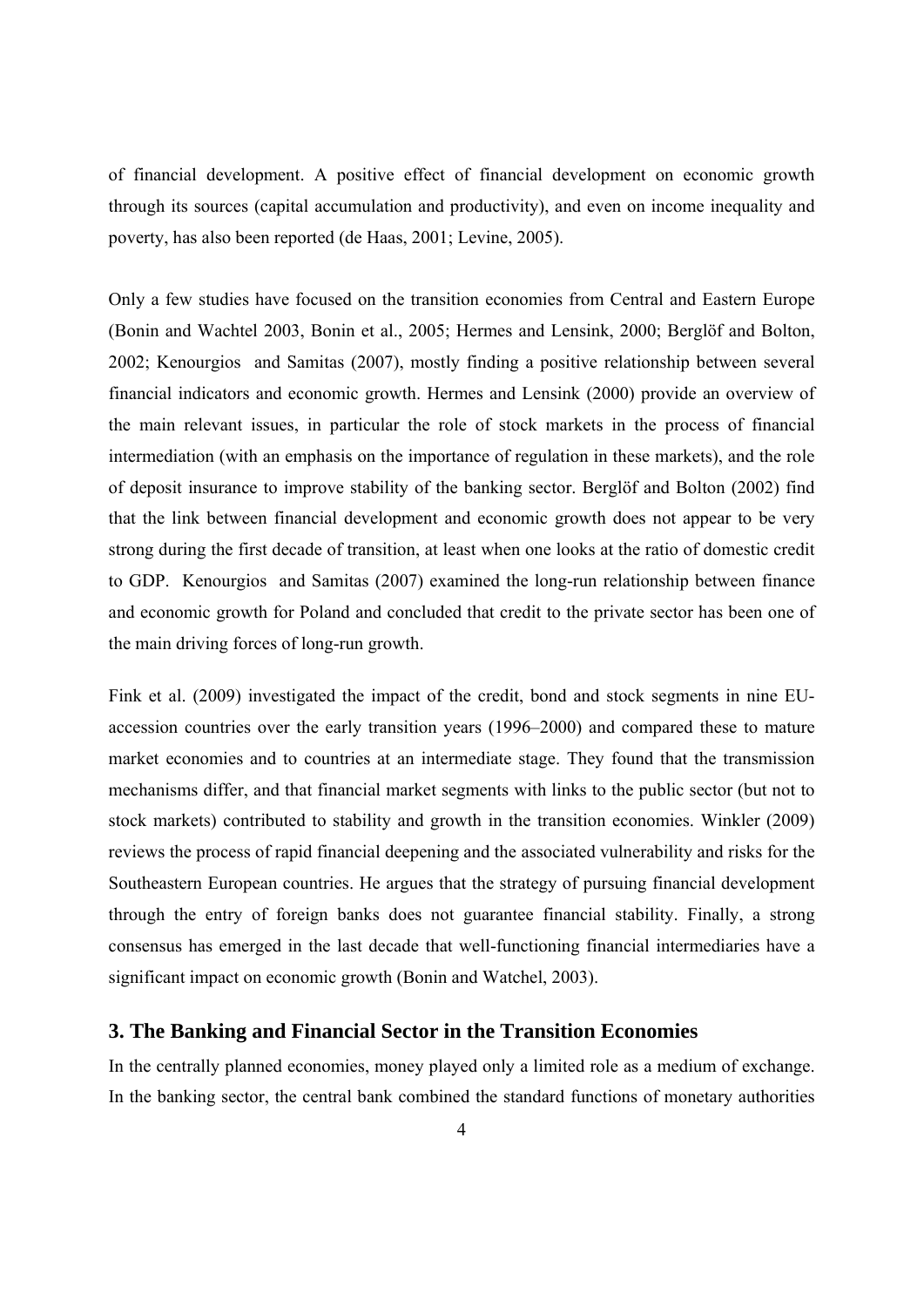of financial development. A positive effect of financial development on economic growth through its sources (capital accumulation and productivity), and even on income inequality and poverty, has also been reported (de Haas, 2001; Levine, 2005).

Only a few studies have focused on the transition economies from Central and Eastern Europe (Bonin and Wachtel 2003, Bonin et al., 2005; Hermes and Lensink, 2000; Berglöf and Bolton, 2002; Kenourgios and Samitas (2007), mostly finding a positive relationship between several financial indicators and economic growth. Hermes and Lensink (2000) provide an overview of the main relevant issues, in particular the role of stock markets in the process of financial intermediation (with an emphasis on the importance of regulation in these markets), and the role of deposit insurance to improve stability of the banking sector. Berglöf and Bolton (2002) find that the link between financial development and economic growth does not appear to be very strong during the first decade of transition, at least when one looks at the ratio of domestic credit to GDP. Kenourgios and Samitas (2007) examined the long-run relationship between finance and economic growth for Poland and concluded that credit to the private sector has been one of the main driving forces of long-run growth.

Fink et al. (2009) investigated the impact of the credit, bond and stock segments in nine EU-accession countries over the early transition years (1996–2000) and compared these to mature market economies and to countries at an intermediate stage. They found that the transmission mechanisms differ, and that financial market segments with links to the public sector (but not to stock markets) contributed to stability and growth in the transition economies. Winkler (2009) reviews the process of rapid financial deepening and the associated vulnerability and risks for the Southeastern European countries. He argues that the strategy of pursuing financial development through the entry of foreign banks does not guarantee financial stability. Finally, a strong consensus has emerged in the last decade that well-functioning financial intermediaries have a significant impact on economic growth (Bonin and Watchel, 2003).

## 3. The Banking and Financial Sector in the Transition Economies

In the centrally planned economies, money played only a limited role as a medium of exchange. In the banking sector, the central bank combined the standard functions of monetary authorities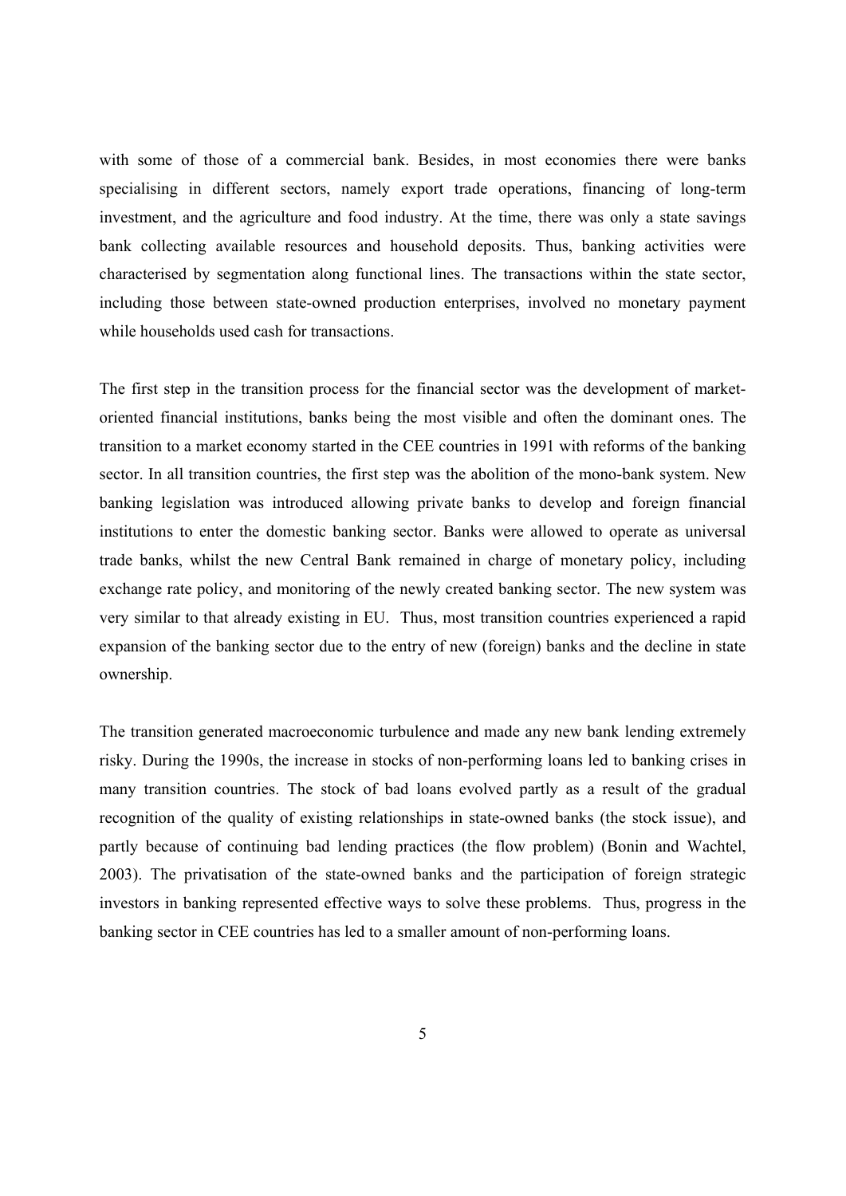with some of those of a commercial bank. Besides, in most economies there were banks specialising in different sectors, namely export trade operations, financing of long-term investment, and the agriculture and food industry. At the time, there was only a state savings bank collecting available resources and household deposits. Thus, banking activities were characterised by segmentation along functional lines. The transactions within the state sector, including those between state-owned production enterprises, involved no monetary payment while households used cash for transactions.

The first step in the transition process for the financial sector was the development of market-oriented financial institutions, banks being the most visible and often the dominant ones. The transition to a market economy started in the CEE countries in 1991 with reforms of the banking sector. In all transition countries, the first step was the abolition of the mono-bank system. New banking legislation was introduced allowing private banks to develop and foreign financial institutions to enter the domestic banking sector. Banks were allowed to operate as universal trade banks, whilst the new Central Bank remained in charge of monetary policy, including exchange rate policy, and monitoring of the newly created banking sector. The new system was very similar to that already existing in EU. Thus, most transition countries experienced a rapid expansion of the banking sector due to the entry of new (foreign) banks and the decline in state ownership.

The transition generated macroeconomic turbulence and made any new bank lending extremely risky. During the 1990s, the increase in stocks of non-performing loans led to banking crises in many transition countries. The stock of bad loans evolved partly as a result of the gradual recognition of the quality of existing relationships in state-owned banks (the stock issue), and partly because of continuing bad lending practices (the flow problem) (Bonin and Wachtel, 2003). The privatisation of the state-owned banks and the participation of foreign strategic investors in banking represented effective ways to solve these problems. Thus, progress in the banking sector in CEE countries has led to a smaller amount of non-performing loans.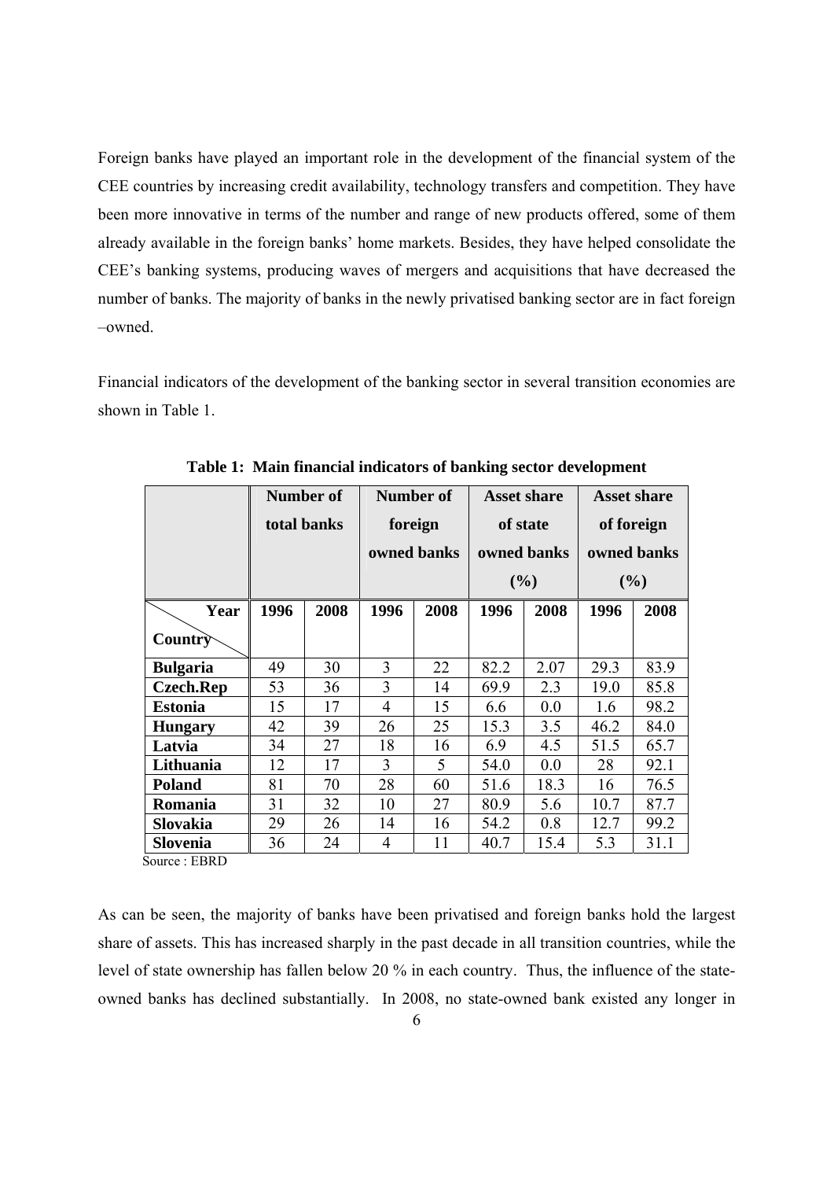Foreign banks have played an important role in the development of the financial system of the CEE countries by increasing credit availability, technology transfers and competition. They have been more innovative in terms of the number and range of new products offered, some of them already available in the foreign banks' home markets. Besides, they have helped consolidate the CEE's banking systems, producing waves of mergers and acquisitions that have decreased the number of banks. The majority of banks in the newly privatised banking sector are in fact foreign –owned.

Financial indicators of the development of the banking sector in several transition economies are shown in Table 1.

**Table 1: Main financial indicators of banking sector development**

| | Number of total banks | | Number of foreign owned banks | | Asset share of state owned banks (%) | | Asset share of foreign owned banks (%) | |
|---|---|---|---|---|---|---|---|---|
| **Year / Country** | **1996** | **2008** | **1996** | **2008** | **1996** | **2008** | **1996** | **2008** |
| **Bulgaria** | 49 | 30 | 3 | 22 | 82.2 | 2.07 | 29.3 | 83.9 |
| **Czech.Rep** | 53 | 36 | 3 | 14 | 69.9 | 2.3 | 19.0 | 85.8 |
| **Estonia** | 15 | 17 | 4 | 15 | 6.6 | 0.0 | 1.6 | 98.2 |
| **Hungary** | 42 | 39 | 26 | 25 | 15.3 | 3.5 | 46.2 | 84.0 |
| **Latvia** | 34 | 27 | 18 | 16 | 6.9 | 4.5 | 51.5 | 65.7 |
| **Lithuania** | 12 | 17 | 3 | 5 | 54.0 | 0.0 | 28 | 92.1 |
| **Poland** | 81 | 70 | 28 | 60 | 51.6 | 18.3 | 16 | 76.5 |
| **Romania** | 31 | 32 | 10 | 27 | 80.9 | 5.6 | 10.7 | 87.7 |
| **Slovakia** | 29 | 26 | 14 | 16 | 54.2 | 0.8 | 12.7 | 99.2 |
| **Slovenia** | 36 | 24 | 4 | 11 | 40.7 | 15.4 | 5.3 | 31.1 |

Source : EBRD

As can be seen, the majority of banks have been privatised and foreign banks hold the largest share of assets. This has increased sharply in the past decade in all transition countries, while the level of state ownership has fallen below 20 % in each country. Thus, the influence of the state-owned banks has declined substantially. In 2008, no state-owned bank existed any longer in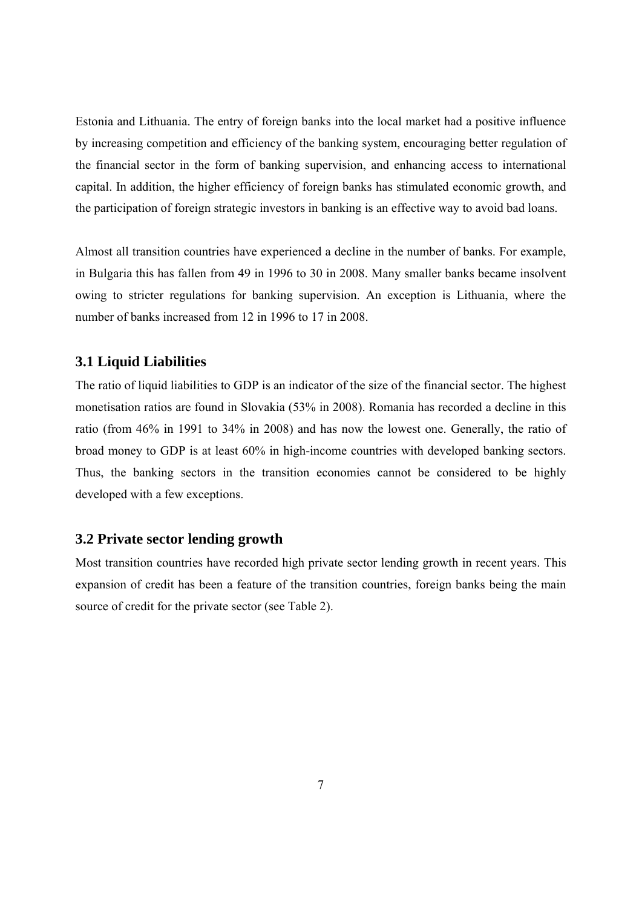Estonia and Lithuania. The entry of foreign banks into the local market had a positive influence by increasing competition and efficiency of the banking system, encouraging better regulation of the financial sector in the form of banking supervision, and enhancing access to international capital. In addition, the higher efficiency of foreign banks has stimulated economic growth, and the participation of foreign strategic investors in banking is an effective way to avoid bad loans.

Almost all transition countries have experienced a decline in the number of banks. For example, in Bulgaria this has fallen from 49 in 1996 to 30 in 2008. Many smaller banks became insolvent owing to stricter regulations for banking supervision. An exception is Lithuania, where the number of banks increased from 12 in 1996 to 17 in 2008.

### 3.1 Liquid Liabilities

The ratio of liquid liabilities to GDP is an indicator of the size of the financial sector. The highest monetisation ratios are found in Slovakia (53% in 2008). Romania has recorded a decline in this ratio (from 46% in 1991 to 34% in 2008) and has now the lowest one. Generally, the ratio of broad money to GDP is at least 60% in high-income countries with developed banking sectors. Thus, the banking sectors in the transition economies cannot be considered to be highly developed with a few exceptions.

### 3.2 Private sector lending growth

Most transition countries have recorded high private sector lending growth in recent years. This expansion of credit has been a feature of the transition countries, foreign banks being the main source of credit for the private sector (see Table 2).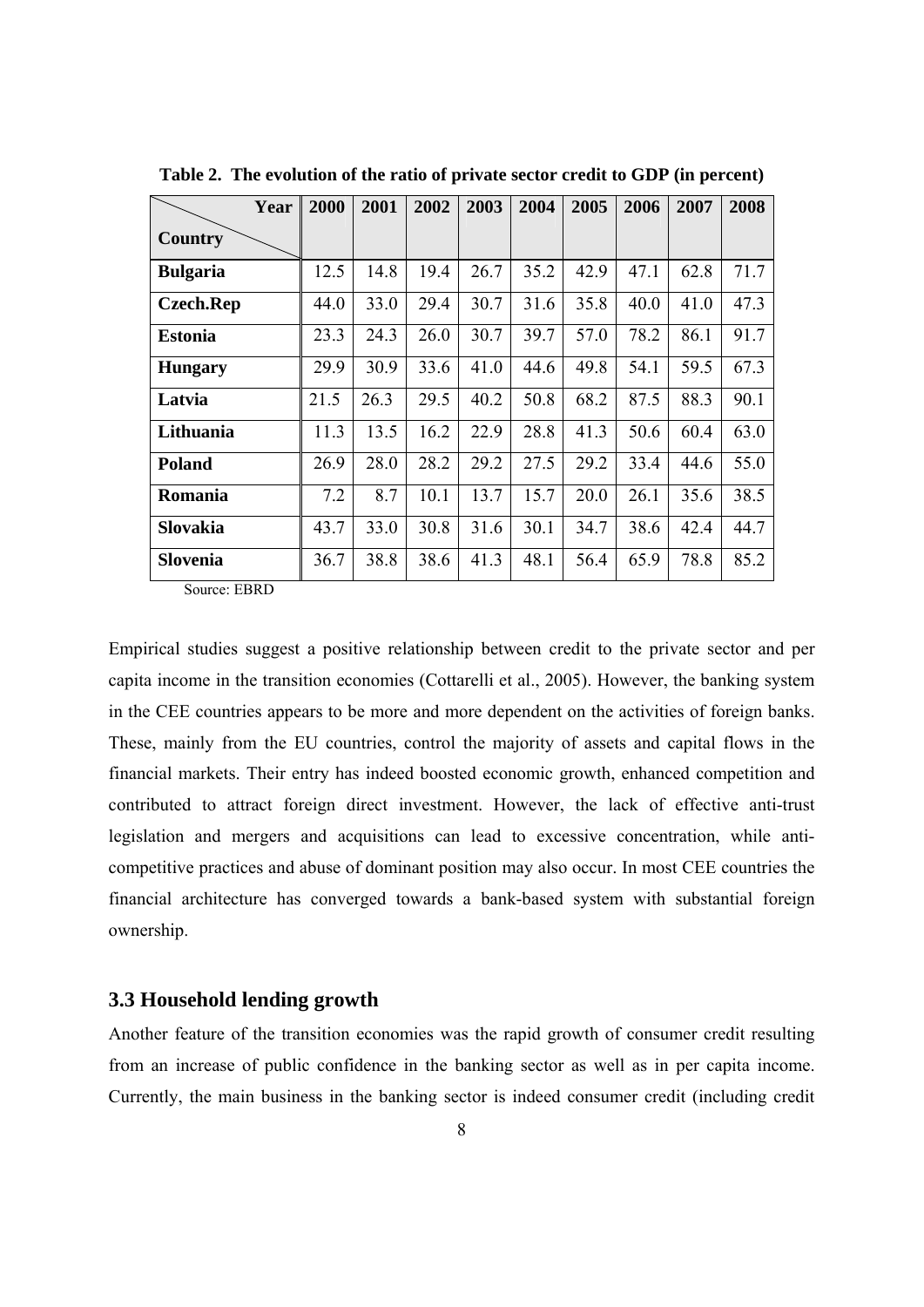**Table 2. The evolution of the ratio of private sector credit to GDP (in percent)**

| Country \ Year | 2000 | 2001 | 2002 | 2003 | 2004 | 2005 | 2006 | 2007 | 2008 |
|---|---|---|---|---|---|---|---|---|---|
| **Bulgaria** | 12.5 | 14.8 | 19.4 | 26.7 | 35.2 | 42.9 | 47.1 | 62.8 | 71.7 |
| **Czech.Rep** | 44.0 | 33.0 | 29.4 | 30.7 | 31.6 | 35.8 | 40.0 | 41.0 | 47.3 |
| **Estonia** | 23.3 | 24.3 | 26.0 | 30.7 | 39.7 | 57.0 | 78.2 | 86.1 | 91.7 |
| **Hungary** | 29.9 | 30.9 | 33.6 | 41.0 | 44.6 | 49.8 | 54.1 | 59.5 | 67.3 |
| **Latvia** | 21.5 | 26.3 | 29.5 | 40.2 | 50.8 | 68.2 | 87.5 | 88.3 | 90.1 |
| **Lithuania** | 11.3 | 13.5 | 16.2 | 22.9 | 28.8 | 41.3 | 50.6 | 60.4 | 63.0 |
| **Poland** | 26.9 | 28.0 | 28.2 | 29.2 | 27.5 | 29.2 | 33.4 | 44.6 | 55.0 |
| **Romania** | 7.2 | 8.7 | 10.1 | 13.7 | 15.7 | 20.0 | 26.1 | 35.6 | 38.5 |
| **Slovakia** | 43.7 | 33.0 | 30.8 | 31.6 | 30.1 | 34.7 | 38.6 | 42.4 | 44.7 |
| **Slovenia** | 36.7 | 38.8 | 38.6 | 41.3 | 48.1 | 56.4 | 65.9 | 78.8 | 85.2 |

Source: EBRD

Empirical studies suggest a positive relationship between credit to the private sector and per capita income in the transition economies (Cottarelli et al., 2005). However, the banking system in the CEE countries appears to be more and more dependent on the activities of foreign banks. These, mainly from the EU countries, control the majority of assets and capital flows in the financial markets. Their entry has indeed boosted economic growth, enhanced competition and contributed to attract foreign direct investment. However, the lack of effective anti-trust legislation and mergers and acquisitions can lead to excessive concentration, while anti-competitive practices and abuse of dominant position may also occur. In most CEE countries the financial architecture has converged towards a bank-based system with substantial foreign ownership.

### 3.3 Household lending growth

Another feature of the transition economies was the rapid growth of consumer credit resulting from an increase of public confidence in the banking sector as well as in per capita income. Currently, the main business in the banking sector is indeed consumer credit (including credit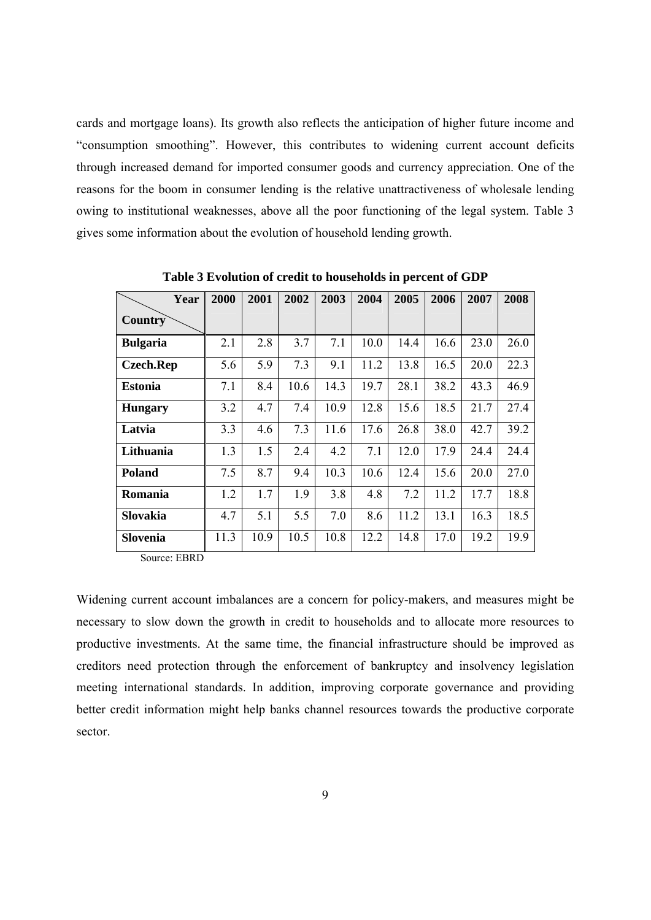cards and mortgage loans). Its growth also reflects the anticipation of higher future income and "consumption smoothing". However, this contributes to widening current account deficits through increased demand for imported consumer goods and currency appreciation. One of the reasons for the boom in consumer lending is the relative unattractiveness of wholesale lending owing to institutional weaknesses, above all the poor functioning of the legal system. Table 3 gives some information about the evolution of household lending growth.

**Table 3 Evolution of credit to households in percent of GDP**

| Country \ Year | 2000 | 2001 | 2002 | 2003 | 2004 | 2005 | 2006 | 2007 | 2008 |
|---|---|---|---|---|---|---|---|---|---|
| **Bulgaria** | 2.1 | 2.8 | 3.7 | 7.1 | 10.0 | 14.4 | 16.6 | 23.0 | 26.0 |
| **Czech.Rep** | 5.6 | 5.9 | 7.3 | 9.1 | 11.2 | 13.8 | 16.5 | 20.0 | 22.3 |
| **Estonia** | 7.1 | 8.4 | 10.6 | 14.3 | 19.7 | 28.1 | 38.2 | 43.3 | 46.9 |
| **Hungary** | 3.2 | 4.7 | 7.4 | 10.9 | 12.8 | 15.6 | 18.5 | 21.7 | 27.4 |
| **Latvia** | 3.3 | 4.6 | 7.3 | 11.6 | 17.6 | 26.8 | 38.0 | 42.7 | 39.2 |
| **Lithuania** | 1.3 | 1.5 | 2.4 | 4.2 | 7.1 | 12.0 | 17.9 | 24.4 | 24.4 |
| **Poland** | 7.5 | 8.7 | 9.4 | 10.3 | 10.6 | 12.4 | 15.6 | 20.0 | 27.0 |
| **Romania** | 1.2 | 1.7 | 1.9 | 3.8 | 4.8 | 7.2 | 11.2 | 17.7 | 18.8 |
| **Slovakia** | 4.7 | 5.1 | 5.5 | 7.0 | 8.6 | 11.2 | 13.1 | 16.3 | 18.5 |
| **Slovenia** | 11.3 | 10.9 | 10.5 | 10.8 | 12.2 | 14.8 | 17.0 | 19.2 | 19.9 |

Source: EBRD

Widening current account imbalances are a concern for policy-makers, and measures might be necessary to slow down the growth in credit to households and to allocate more resources to productive investments. At the same time, the financial infrastructure should be improved as creditors need protection through the enforcement of bankruptcy and insolvency legislation meeting international standards. In addition, improving corporate governance and providing better credit information might help banks channel resources towards the productive corporate sector.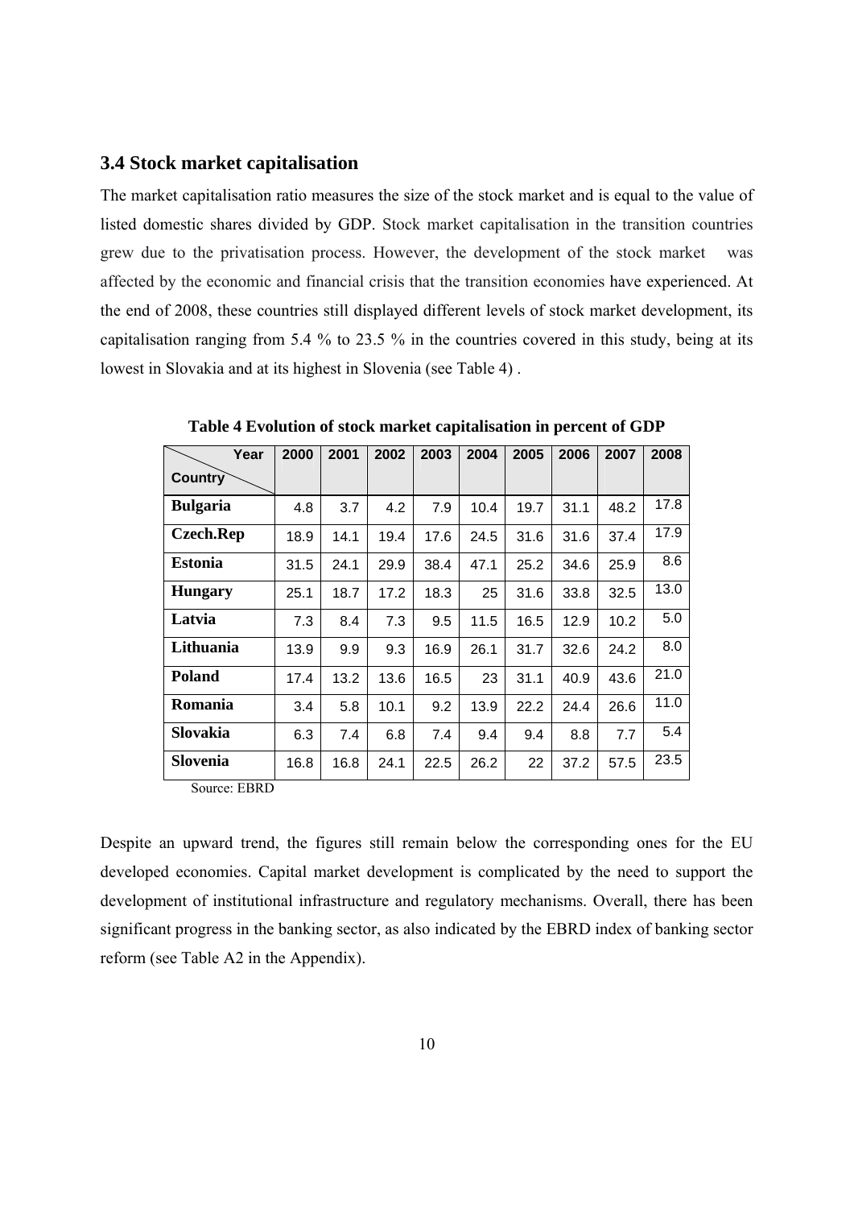### 3.4 Stock market capitalisation

The market capitalisation ratio measures the size of the stock market and is equal to the value of listed domestic shares divided by GDP. Stock market capitalisation in the transition countries grew due to the privatisation process. However, the development of the stock market was affected by the economic and financial crisis that the transition economies have experienced. At the end of 2008, these countries still displayed different levels of stock market development, its capitalisation ranging from 5.4 % to 23.5 % in the countries covered in this study, being at its lowest in Slovakia and at its highest in Slovenia (see Table 4) .

**Table 4 Evolution of stock market capitalisation in percent of GDP**

| Country \ Year | 2000 | 2001 | 2002 | 2003 | 2004 | 2005 | 2006 | 2007 | 2008 |
|---|---|---|---|---|---|---|---|---|---|
| **Bulgaria** | 4.8 | 3.7 | 4.2 | 7.9 | 10.4 | 19.7 | 31.1 | 48.2 | 17.8 |
| **Czech.Rep** | 18.9 | 14.1 | 19.4 | 17.6 | 24.5 | 31.6 | 31.6 | 37.4 | 17.9 |
| **Estonia** | 31.5 | 24.1 | 29.9 | 38.4 | 47.1 | 25.2 | 34.6 | 25.9 | 8.6 |
| **Hungary** | 25.1 | 18.7 | 17.2 | 18.3 | 25 | 31.6 | 33.8 | 32.5 | 13.0 |
| **Latvia** | 7.3 | 8.4 | 7.3 | 9.5 | 11.5 | 16.5 | 12.9 | 10.2 | 5.0 |
| **Lithuania** | 13.9 | 9.9 | 9.3 | 16.9 | 26.1 | 31.7 | 32.6 | 24.2 | 8.0 |
| **Poland** | 17.4 | 13.2 | 13.6 | 16.5 | 23 | 31.1 | 40.9 | 43.6 | 21.0 |
| **Romania** | 3.4 | 5.8 | 10.1 | 9.2 | 13.9 | 22.2 | 24.4 | 26.6 | 11.0 |
| **Slovakia** | 6.3 | 7.4 | 6.8 | 7.4 | 9.4 | 9.4 | 8.8 | 7.7 | 5.4 |
| **Slovenia** | 16.8 | 16.8 | 24.1 | 22.5 | 26.2 | 22 | 37.2 | 57.5 | 23.5 |

Source: EBRD

Despite an upward trend, the figures still remain below the corresponding ones for the EU developed economies. Capital market development is complicated by the need to support the development of institutional infrastructure and regulatory mechanisms. Overall, there has been significant progress in the banking sector, as also indicated by the EBRD index of banking sector reform (see Table A2 in the Appendix).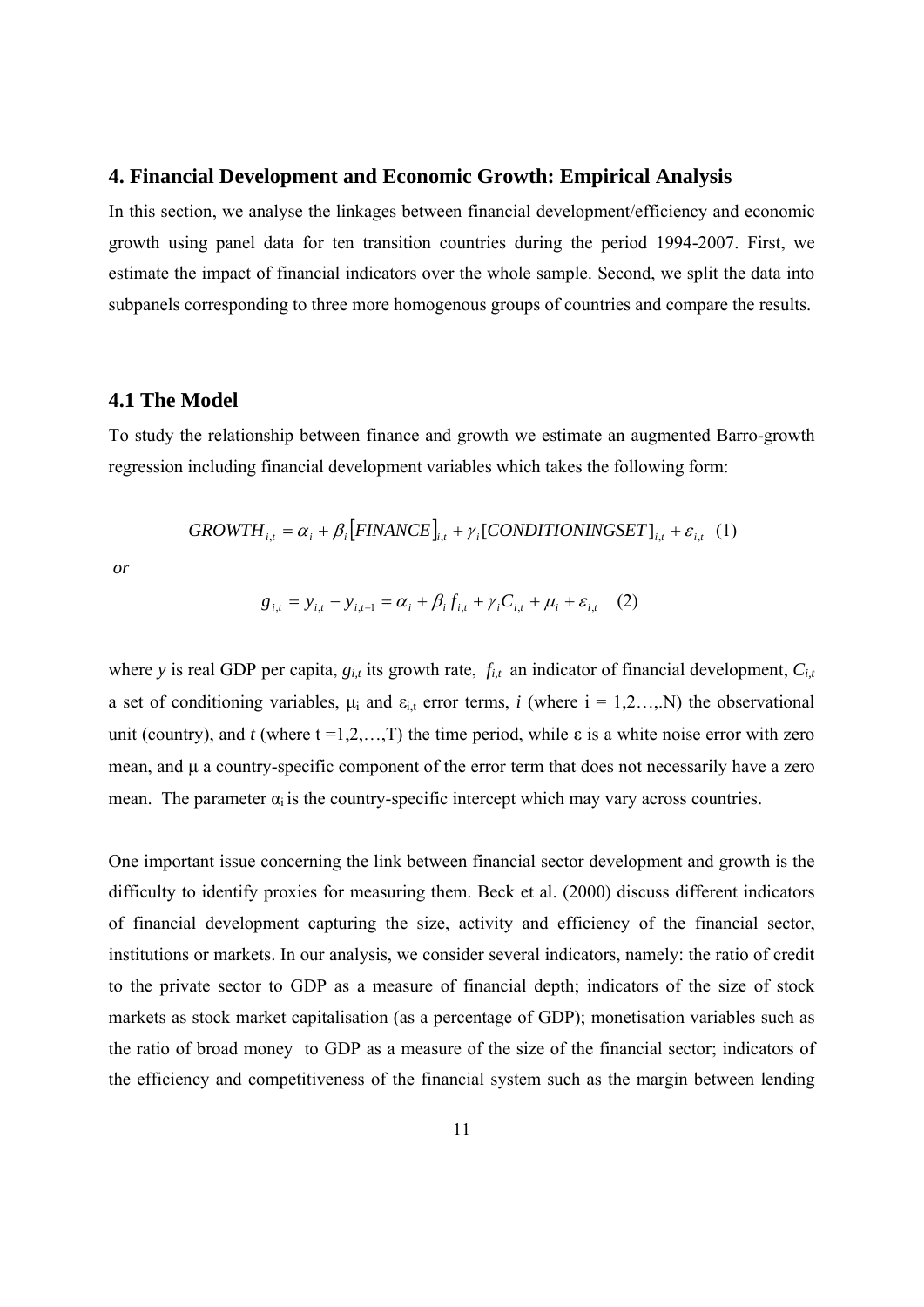## 4. Financial Development and Economic Growth: Empirical Analysis

In this section, we analyse the linkages between financial development/efficiency and economic growth using panel data for ten transition countries during the period 1994-2007. First, we estimate the impact of financial indicators over the whole sample. Second, we split the data into subpanels corresponding to three more homogenous groups of countries and compare the results.

### 4.1 The Model

To study the relationship between finance and growth we estimate an augmented Barro-growth regression including financial development variables which takes the following form:

$$GROWTH_{i,t} = \alpha_i + \beta_i \left[FINANCE\right]_{i,t} + \gamma_i [CONDITIONINGSET]_{i,t} + \varepsilon_{i,t} \quad (1)$$

*or*

$$g_{i,t} = y_{i,t} - y_{i,t-1} = \alpha_i + \beta_i f_{i,t} + \gamma_i C_{i,t} + \mu_i + \varepsilon_{i,t} \quad (2)$$

where $y$ is real GDP per capita, $g_{i,t}$ its growth rate, $f_{i,t}$ an indicator of financial development, $C_{i,t}$ a set of conditioning variables, $\mu_i$ and $\varepsilon_{i,t}$ error terms, $i$ (where i = 1,2…,.N) the observational unit (country), and $t$ (where t =1,2,…,T) the time period, while $\varepsilon$ is a white noise error with zero mean, and $\mu$ a country-specific component of the error term that does not necessarily have a zero mean. The parameter $\alpha_i$ is the country-specific intercept which may vary across countries.

One important issue concerning the link between financial sector development and growth is the difficulty to identify proxies for measuring them. Beck et al. (2000) discuss different indicators of financial development capturing the size, activity and efficiency of the financial sector, institutions or markets. In our analysis, we consider several indicators, namely: the ratio of credit to the private sector to GDP as a measure of financial depth; indicators of the size of stock markets as stock market capitalisation (as a percentage of GDP); monetisation variables such as the ratio of broad money to GDP as a measure of the size of the financial sector; indicators of the efficiency and competitiveness of the financial system such as the margin between lending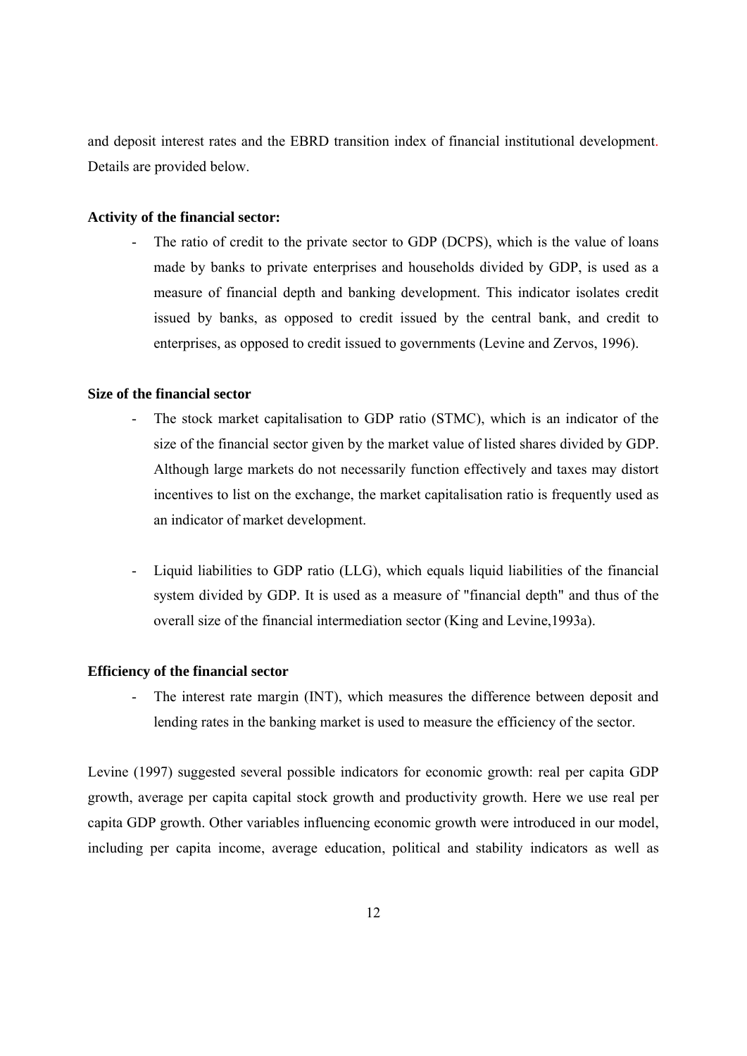and deposit interest rates and the EBRD transition index of financial institutional development. Details are provided below.

**Activity of the financial sector:**

- The ratio of credit to the private sector to GDP (DCPS), which is the value of loans made by banks to private enterprises and households divided by GDP, is used as a measure of financial depth and banking development. This indicator isolates credit issued by banks, as opposed to credit issued by the central bank, and credit to enterprises, as opposed to credit issued to governments (Levine and Zervos, 1996).

**Size of the financial sector**

- The stock market capitalisation to GDP ratio (STMC), which is an indicator of the size of the financial sector given by the market value of listed shares divided by GDP. Although large markets do not necessarily function effectively and taxes may distort incentives to list on the exchange, the market capitalisation ratio is frequently used as an indicator of market development.

- Liquid liabilities to GDP ratio (LLG), which equals liquid liabilities of the financial system divided by GDP. It is used as a measure of "financial depth" and thus of the overall size of the financial intermediation sector (King and Levine,1993a).

**Efficiency of the financial sector**

- The interest rate margin (INT), which measures the difference between deposit and lending rates in the banking market is used to measure the efficiency of the sector.

Levine (1997) suggested several possible indicators for economic growth: real per capita GDP growth, average per capita capital stock growth and productivity growth. Here we use real per capita GDP growth. Other variables influencing economic growth were introduced in our model, including per capita income, average education, political and stability indicators as well as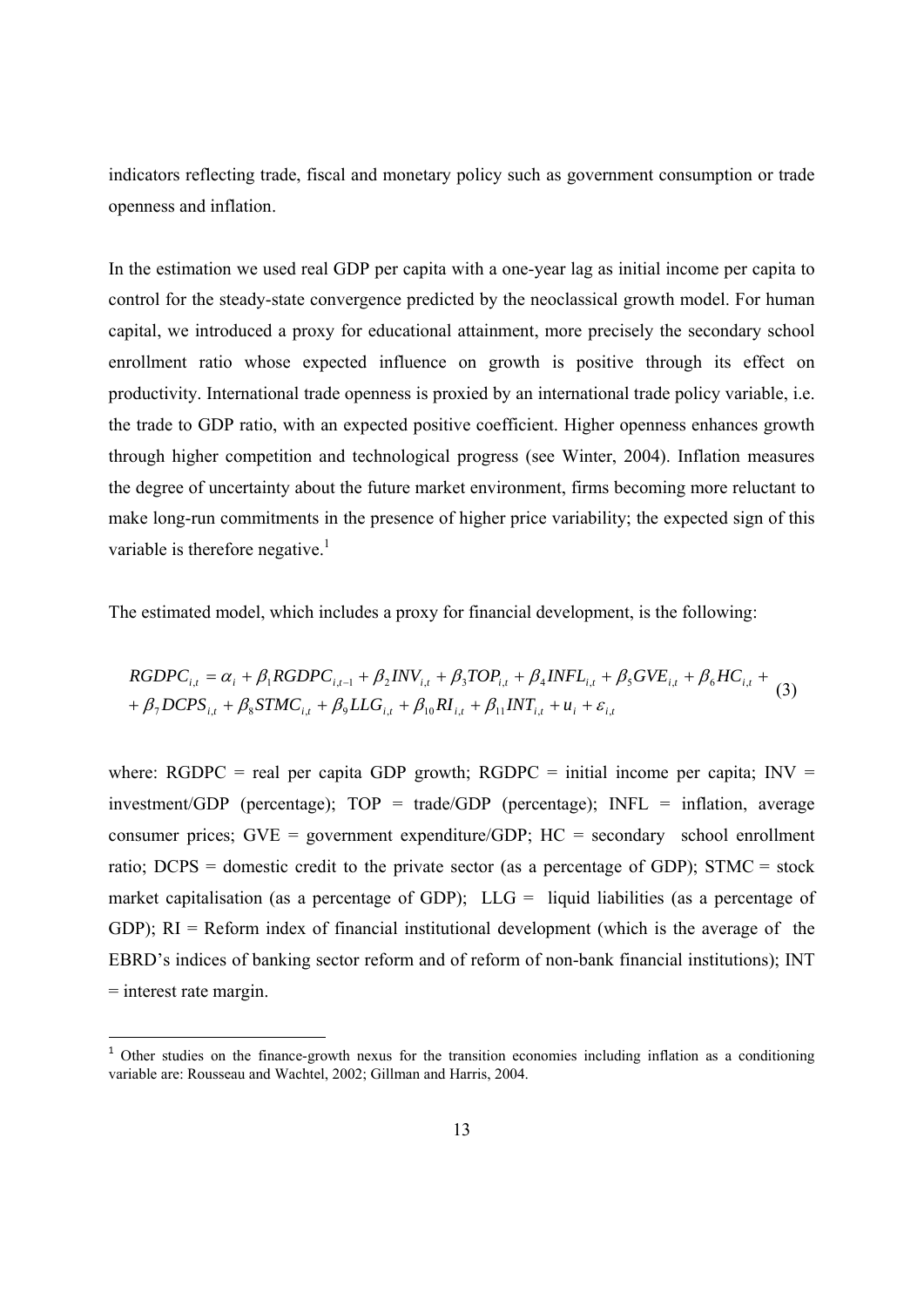indicators reflecting trade, fiscal and monetary policy such as government consumption or trade openness and inflation.

In the estimation we used real GDP per capita with a one-year lag as initial income per capita to control for the steady-state convergence predicted by the neoclassical growth model. For human capital, we introduced a proxy for educational attainment, more precisely the secondary school enrollment ratio whose expected influence on growth is positive through its effect on productivity. International trade openness is proxied by an international trade policy variable, i.e. the trade to GDP ratio, with an expected positive coefficient. Higher openness enhances growth through higher competition and technological progress (see Winter, 2004). Inflation measures the degree of uncertainty about the future market environment, firms becoming more reluctant to make long-run commitments in the presence of higher price variability; the expected sign of this variable is therefore negative.[1]

The estimated model, which includes a proxy for financial development, is the following:

$$RGDPC_{i,t} = \alpha_i + \beta_1 RGDPC_{i,t-1} + \beta_2 INV_{i,t} + \beta_3 TOP_{i,t} + \beta_4 INFL_{i,t} + \beta_5 GVE_{i,t} + \beta_6 HC_{i,t} + \\ + \beta_7 DCPS_{i,t} + \beta_8 STMC_{i,t} + \beta_9 LLG_{i,t} + \beta_{10} RI_{i,t} + \beta_{11} INT_{i,t} + u_i + \varepsilon_{i,t} \quad (3)$$

where: RGDPC = real per capita GDP growth; RGDPC = initial income per capita; INV = investment/GDP (percentage); TOP = trade/GDP (percentage); INFL = inflation, average consumer prices; GVE = government expenditure/GDP; HC = secondary school enrollment ratio; DCPS = domestic credit to the private sector (as a percentage of GDP); STMC = stock market capitalisation (as a percentage of GDP); LLG = liquid liabilities (as a percentage of GDP); RI = Reform index of financial institutional development (which is the average of the EBRD's indices of banking sector reform and of reform of non-bank financial institutions); INT = interest rate margin.

[1] Other studies on the finance-growth nexus for the transition economies including inflation as a conditioning variable are: Rousseau and Wachtel, 2002; Gillman and Harris, 2004.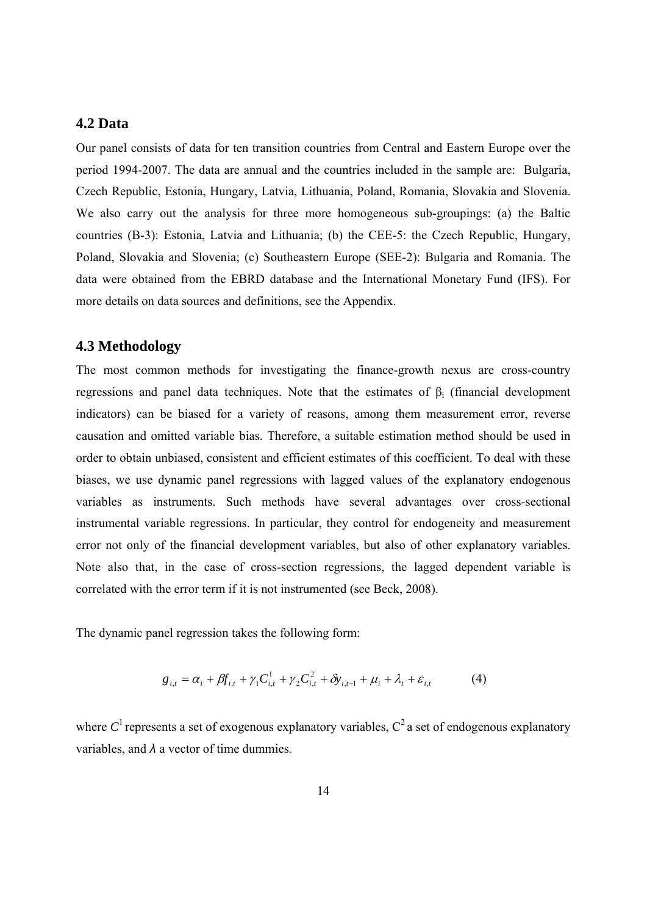### 4.2 Data

Our panel consists of data for ten transition countries from Central and Eastern Europe over the period 1994-2007. The data are annual and the countries included in the sample are: Bulgaria, Czech Republic, Estonia, Hungary, Latvia, Lithuania, Poland, Romania, Slovakia and Slovenia. We also carry out the analysis for three more homogeneous sub-groupings: (a) the Baltic countries (B-3): Estonia, Latvia and Lithuania; (b) the CEE-5: the Czech Republic, Hungary, Poland, Slovakia and Slovenia; (c) Southeastern Europe (SEE-2): Bulgaria and Romania. The data were obtained from the EBRD database and the International Monetary Fund (IFS). For more details on data sources and definitions, see the Appendix.

### 4.3 Methodology

The most common methods for investigating the finance-growth nexus are cross-country regressions and panel data techniques. Note that the estimates of $\beta_i$ (financial development indicators) can be biased for a variety of reasons, among them measurement error, reverse causation and omitted variable bias. Therefore, a suitable estimation method should be used in order to obtain unbiased, consistent and efficient estimates of this coefficient. To deal with these biases, we use dynamic panel regressions with lagged values of the explanatory endogenous variables as instruments. Such methods have several advantages over cross-sectional instrumental variable regressions. In particular, they control for endogeneity and measurement error not only of the financial development variables, but also of other explanatory variables. Note also that, in the case of cross-section regressions, the lagged dependent variable is correlated with the error term if it is not instrumented (see Beck, 2008).

The dynamic panel regression takes the following form:

$$g_{i,t} = \alpha_i + \beta f_{i,t} + \gamma_1 C_{i,t}^1 + \gamma_2 C_{i,t}^2 + \delta y_{i,t-1} + \mu_i + \lambda_t + \varepsilon_{i,t} \qquad (4)$$

where $C^1$ represents a set of exogenous explanatory variables, $C^2$ a set of endogenous explanatory variables, and $\lambda$ a vector of time dummies.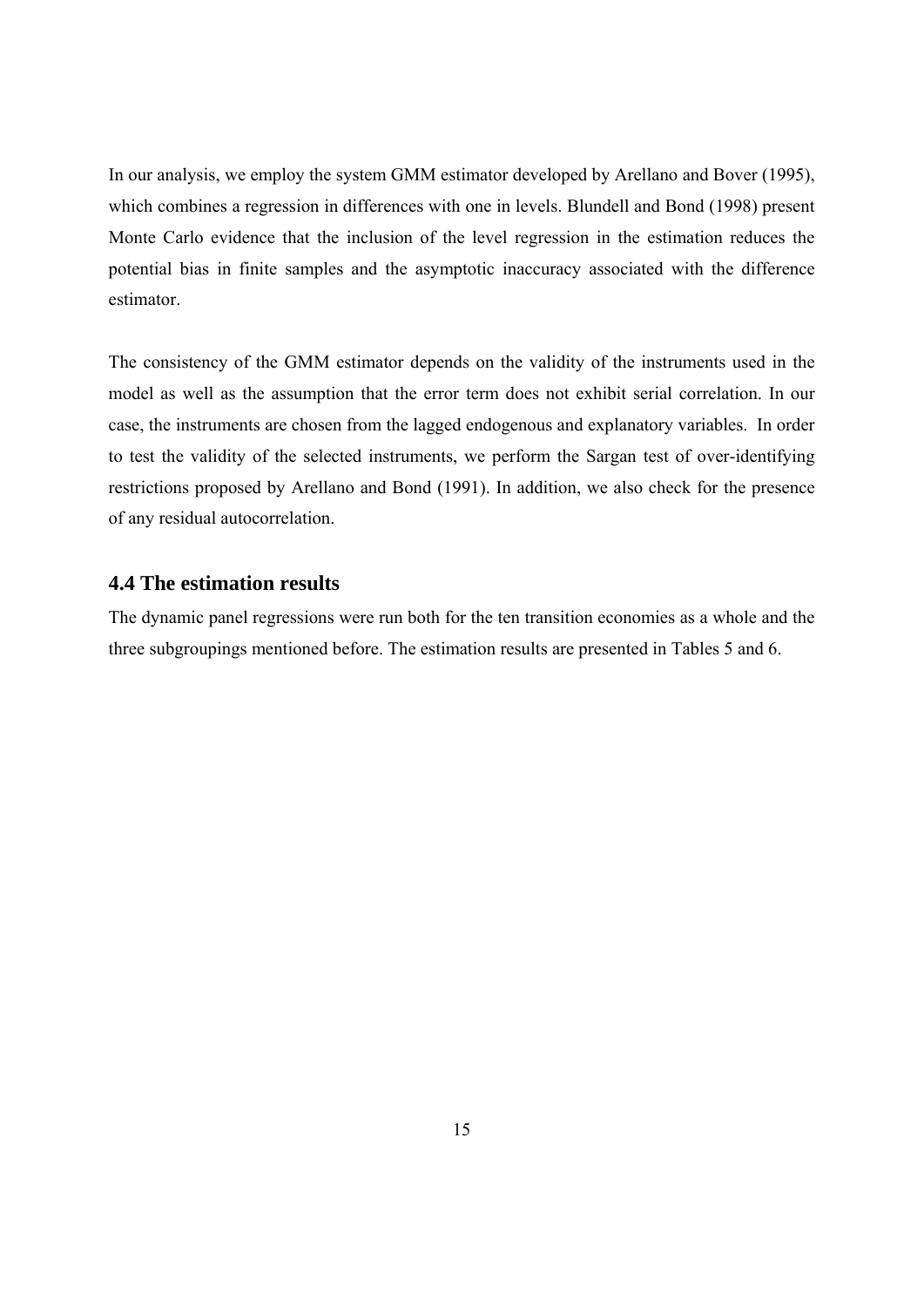In our analysis, we employ the system GMM estimator developed by Arellano and Bover (1995), which combines a regression in differences with one in levels. Blundell and Bond (1998) present Monte Carlo evidence that the inclusion of the level regression in the estimation reduces the potential bias in finite samples and the asymptotic inaccuracy associated with the difference estimator.

The consistency of the GMM estimator depends on the validity of the instruments used in the model as well as the assumption that the error term does not exhibit serial correlation. In our case, the instruments are chosen from the lagged endogenous and explanatory variables. In order to test the validity of the selected instruments, we perform the Sargan test of over-identifying restrictions proposed by Arellano and Bond (1991). In addition, we also check for the presence of any residual autocorrelation.

### 4.4 The estimation results

The dynamic panel regressions were run both for the ten transition economies as a whole and the three subgroupings mentioned before. The estimation results are presented in Tables 5 and 6.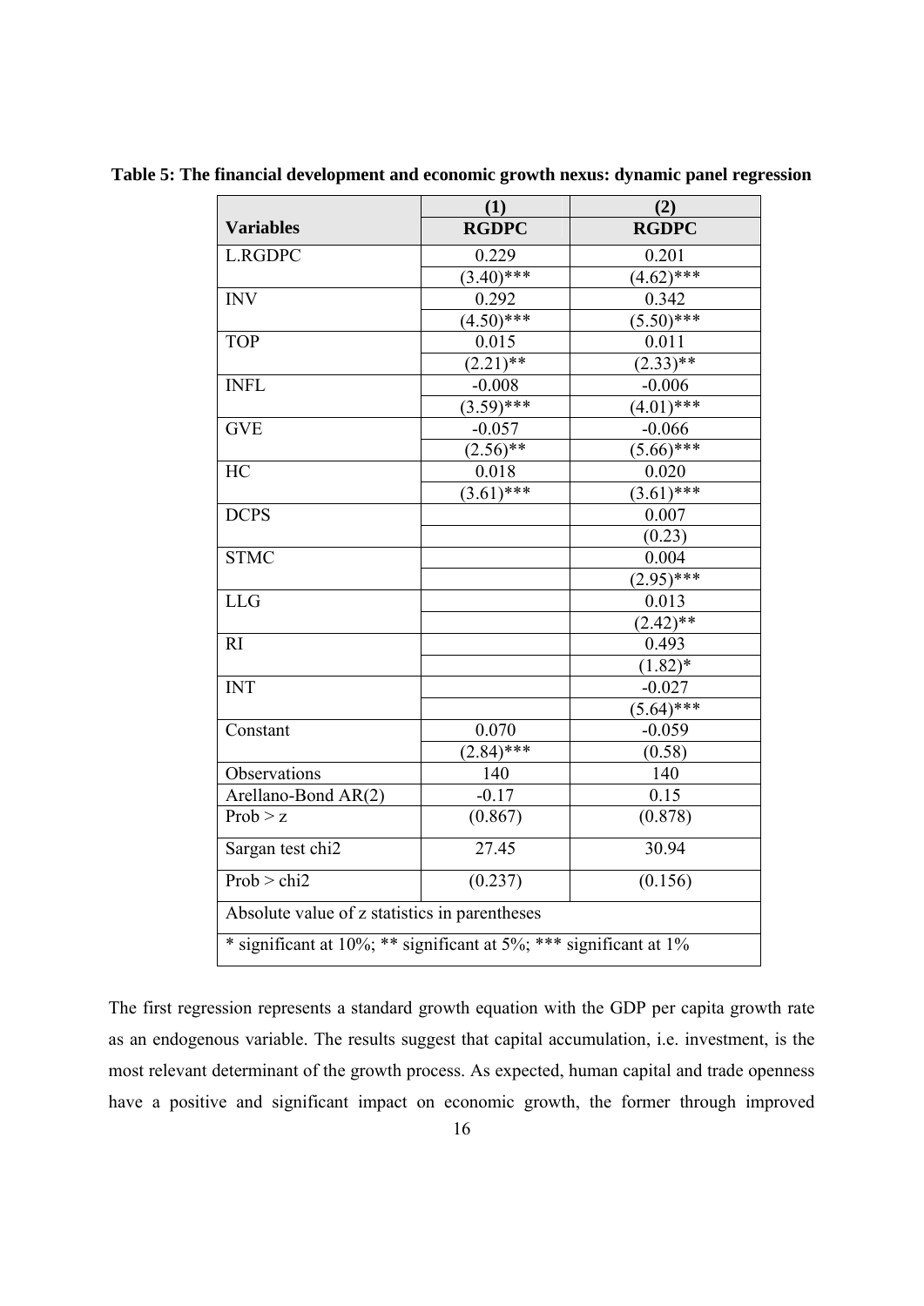**Table 5: The financial development and economic growth nexus: dynamic panel regression**

| | (1) | (2) |
|---|---|---|
| **Variables** | **RGDPC** | **RGDPC** |
| L.RGDPC | 0.229 | 0.201 |
| | (3.40)*** | (4.62)*** |
| INV | 0.292 | 0.342 |
| | (4.50)*** | (5.50)*** |
| TOP | 0.015 | 0.011 |
| | (2.21)** | (2.33)** |
| INFL | -0.008 | -0.006 |
| | (3.59)*** | (4.01)*** |
| GVE | -0.057 | -0.066 |
| | (2.56)** | (5.66)*** |
| HC | 0.018 | 0.020 |
| | (3.61)*** | (3.61)*** |
| DCPS | | 0.007 |
| | | (0.23) |
| STMC | | 0.004 |
| | | (2.95)*** |
| LLG | | 0.013 |
| | | (2.42)** |
| RI | | 0.493 |
| | | (1.82)* |
| INT | | -0.027 |
| | | (5.64)*** |
| Constant | 0.070 | -0.059 |
| | (2.84)*** | (0.58) |
| Observations | 140 | 140 |
| Arellano-Bond AR(2) | -0.17 | 0.15 |
| Prob > z | (0.867) | (0.878) |
| Sargan test chi2 | 27.45 | 30.94 |
| Prob > chi2 | (0.237) | (0.156) |

Absolute value of z statistics in parentheses

* significant at 10%; ** significant at 5%; *** significant at 1%

The first regression represents a standard growth equation with the GDP per capita growth rate as an endogenous variable. The results suggest that capital accumulation, i.e. investment, is the most relevant determinant of the growth process. As expected, human capital and trade openness have a positive and significant impact on economic growth, the former through improved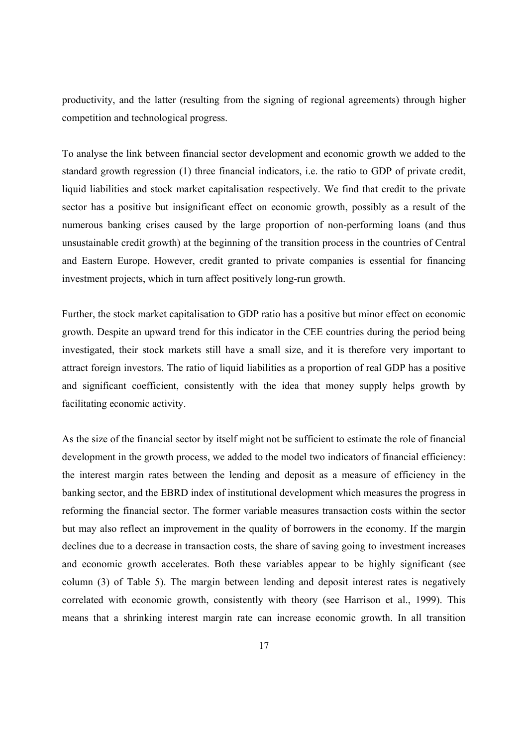productivity, and the latter (resulting from the signing of regional agreements) through higher competition and technological progress.

To analyse the link between financial sector development and economic growth we added to the standard growth regression (1) three financial indicators, i.e. the ratio to GDP of private credit, liquid liabilities and stock market capitalisation respectively. We find that credit to the private sector has a positive but insignificant effect on economic growth, possibly as a result of the numerous banking crises caused by the large proportion of non-performing loans (and thus unsustainable credit growth) at the beginning of the transition process in the countries of Central and Eastern Europe. However, credit granted to private companies is essential for financing investment projects, which in turn affect positively long-run growth.

Further, the stock market capitalisation to GDP ratio has a positive but minor effect on economic growth. Despite an upward trend for this indicator in the CEE countries during the period being investigated, their stock markets still have a small size, and it is therefore very important to attract foreign investors. The ratio of liquid liabilities as a proportion of real GDP has a positive and significant coefficient, consistently with the idea that money supply helps growth by facilitating economic activity.

As the size of the financial sector by itself might not be sufficient to estimate the role of financial development in the growth process, we added to the model two indicators of financial efficiency: the interest margin rates between the lending and deposit as a measure of efficiency in the banking sector, and the EBRD index of institutional development which measures the progress in reforming the financial sector. The former variable measures transaction costs within the sector but may also reflect an improvement in the quality of borrowers in the economy. If the margin declines due to a decrease in transaction costs, the share of saving going to investment increases and economic growth accelerates. Both these variables appear to be highly significant (see column (3) of Table 5). The margin between lending and deposit interest rates is negatively correlated with economic growth, consistently with theory (see Harrison et al., 1999). This means that a shrinking interest margin rate can increase economic growth. In all transition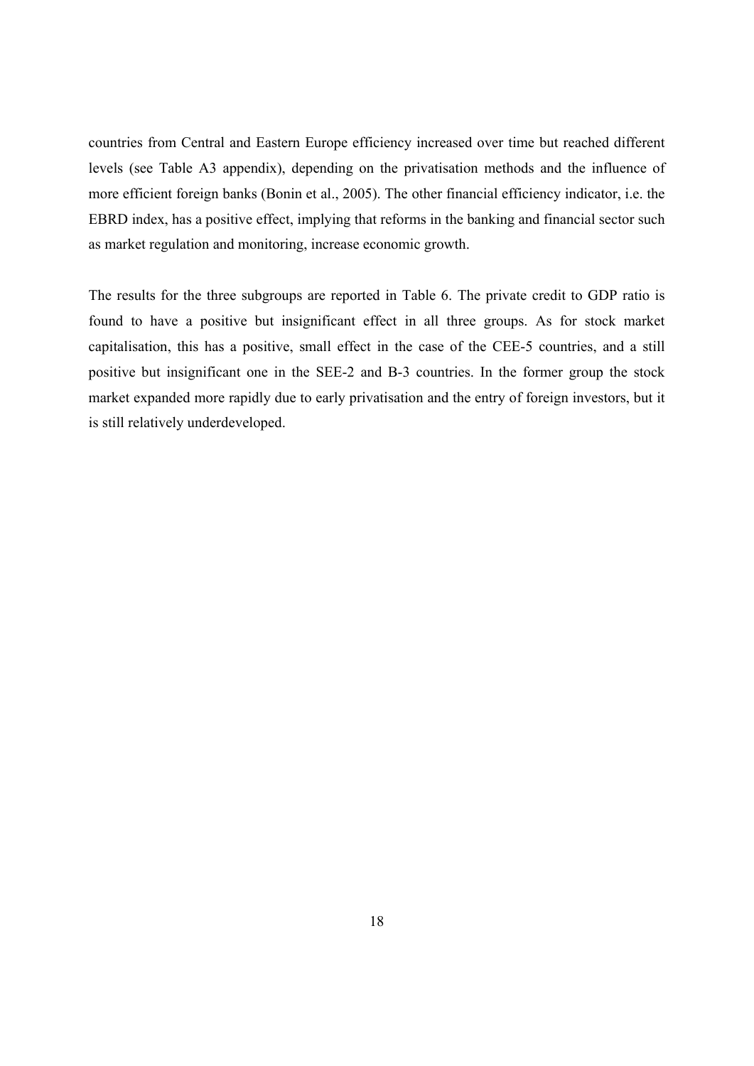countries from Central and Eastern Europe efficiency increased over time but reached different levels (see Table A3 appendix), depending on the privatisation methods and the influence of more efficient foreign banks (Bonin et al., 2005). The other financial efficiency indicator, i.e. the EBRD index, has a positive effect, implying that reforms in the banking and financial sector such as market regulation and monitoring, increase economic growth.

The results for the three subgroups are reported in Table 6. The private credit to GDP ratio is found to have a positive but insignificant effect in all three groups. As for stock market capitalisation, this has a positive, small effect in the case of the CEE-5 countries, and a still positive but insignificant one in the SEE-2 and B-3 countries. In the former group the stock market expanded more rapidly due to early privatisation and the entry of foreign investors, but it is still relatively underdeveloped.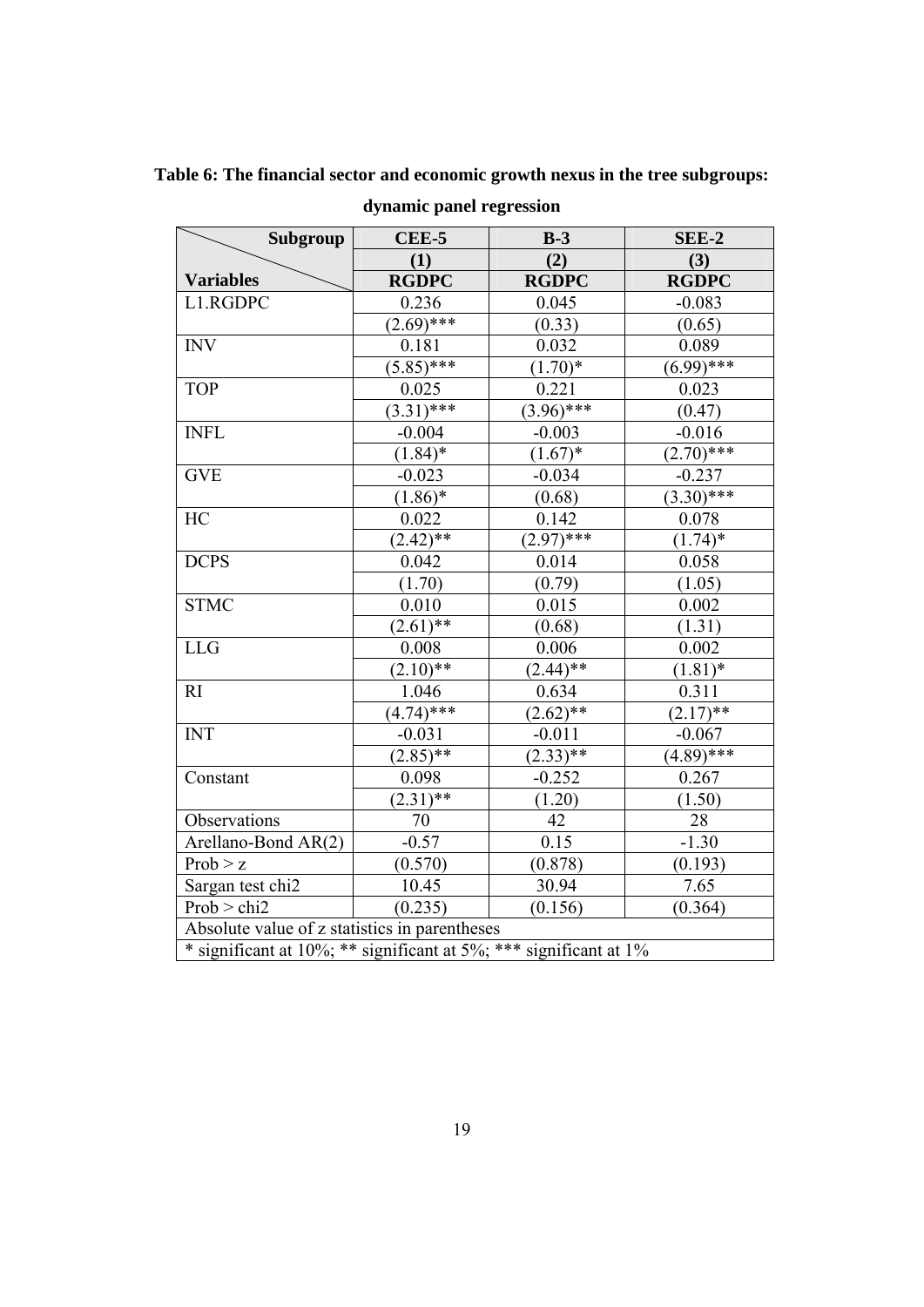**Table 6: The financial sector and economic growth nexus in the tree subgroups: dynamic panel regression**

| Subgroup / Variables | CEE-5 (1) RGDPC | B-3 (2) RGDPC | SEE-2 (3) RGDPC |
|---|---|---|---|
| L1.RGDPC | 0.236 | 0.045 | -0.083 |
| | (2.69)*** | (0.33) | (0.65) |
| INV | 0.181 | 0.032 | 0.089 |
| | (5.85)*** | (1.70)* | (6.99)*** |
| TOP | 0.025 | 0.221 | 0.023 |
| | (3.31)*** | (3.96)*** | (0.47) |
| INFL | -0.004 | -0.003 | -0.016 |
| | (1.84)* | (1.67)* | (2.70)*** |
| GVE | -0.023 | -0.034 | -0.237 |
| | (1.86)* | (0.68) | (3.30)*** |
| HC | 0.022 | 0.142 | 0.078 |
| | (2.42)** | (2.97)*** | (1.74)* |
| DCPS | 0.042 | 0.014 | 0.058 |
| | (1.70) | (0.79) | (1.05) |
| STMC | 0.010 | 0.015 | 0.002 |
| | (2.61)** | (0.68) | (1.31) |
| LLG | 0.008 | 0.006 | 0.002 |
| | (2.10)** | (2.44)** | (1.81)* |
| RI | 1.046 | 0.634 | 0.311 |
| | (4.74)*** | (2.62)** | (2.17)** |
| INT | -0.031 | -0.011 | -0.067 |
| | (2.85)** | (2.33)** | (4.89)*** |
| Constant | 0.098 | -0.252 | 0.267 |
| | (2.31)** | (1.20) | (1.50) |
| Observations | 70 | 42 | 28 |
| Arellano-Bond AR(2) | -0.57 | 0.15 | -1.30 |
| Prob > z | (0.570) | (0.878) | (0.193) |
| Sargan test chi2 | 10.45 | 30.94 | 7.65 |
| Prob > chi2 | (0.235) | (0.156) | (0.364) |
| Absolute value of z statistics in parentheses | | | |
| * significant at 10%; ** significant at 5%; *** significant at 1% | | | |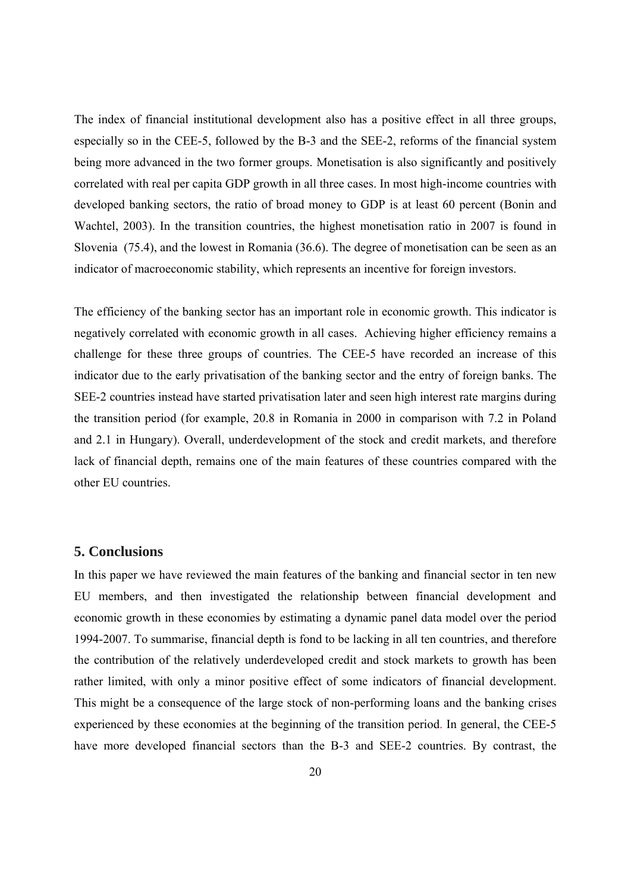The index of financial institutional development also has a positive effect in all three groups, especially so in the CEE-5, followed by the B-3 and the SEE-2, reforms of the financial system being more advanced in the two former groups. Monetisation is also significantly and positively correlated with real per capita GDP growth in all three cases. In most high-income countries with developed banking sectors, the ratio of broad money to GDP is at least 60 percent (Bonin and Wachtel, 2003). In the transition countries, the highest monetisation ratio in 2007 is found in Slovenia (75.4), and the lowest in Romania (36.6). The degree of monetisation can be seen as an indicator of macroeconomic stability, which represents an incentive for foreign investors.

The efficiency of the banking sector has an important role in economic growth. This indicator is negatively correlated with economic growth in all cases. Achieving higher efficiency remains a challenge for these three groups of countries. The CEE-5 have recorded an increase of this indicator due to the early privatisation of the banking sector and the entry of foreign banks. The SEE-2 countries instead have started privatisation later and seen high interest rate margins during the transition period (for example, 20.8 in Romania in 2000 in comparison with 7.2 in Poland and 2.1 in Hungary). Overall, underdevelopment of the stock and credit markets, and therefore lack of financial depth, remains one of the main features of these countries compared with the other EU countries.

## 5. Conclusions

In this paper we have reviewed the main features of the banking and financial sector in ten new EU members, and then investigated the relationship between financial development and economic growth in these economies by estimating a dynamic panel data model over the period 1994-2007. To summarise, financial depth is fond to be lacking in all ten countries, and therefore the contribution of the relatively underdeveloped credit and stock markets to growth has been rather limited, with only a minor positive effect of some indicators of financial development. This might be a consequence of the large stock of non-performing loans and the banking crises experienced by these economies at the beginning of the transition period. In general, the CEE-5 have more developed financial sectors than the B-3 and SEE-2 countries. By contrast, the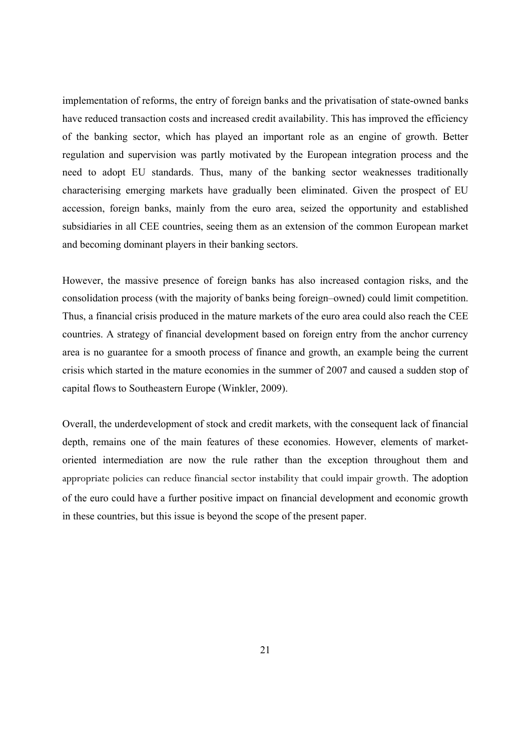implementation of reforms, the entry of foreign banks and the privatisation of state-owned banks have reduced transaction costs and increased credit availability. This has improved the efficiency of the banking sector, which has played an important role as an engine of growth. Better regulation and supervision was partly motivated by the European integration process and the need to adopt EU standards. Thus, many of the banking sector weaknesses traditionally characterising emerging markets have gradually been eliminated. Given the prospect of EU accession, foreign banks, mainly from the euro area, seized the opportunity and established subsidiaries in all CEE countries, seeing them as an extension of the common European market and becoming dominant players in their banking sectors.

However, the massive presence of foreign banks has also increased contagion risks, and the consolidation process (with the majority of banks being foreign–owned) could limit competition. Thus, a financial crisis produced in the mature markets of the euro area could also reach the CEE countries. A strategy of financial development based on foreign entry from the anchor currency area is no guarantee for a smooth process of finance and growth, an example being the current crisis which started in the mature economies in the summer of 2007 and caused a sudden stop of capital flows to Southeastern Europe (Winkler, 2009).

Overall, the underdevelopment of stock and credit markets, with the consequent lack of financial depth, remains one of the main features of these economies. However, elements of market-oriented intermediation are now the rule rather than the exception throughout them and appropriate policies can reduce financial sector instability that could impair growth. The adoption of the euro could have a further positive impact on financial development and economic growth in these countries, but this issue is beyond the scope of the present paper.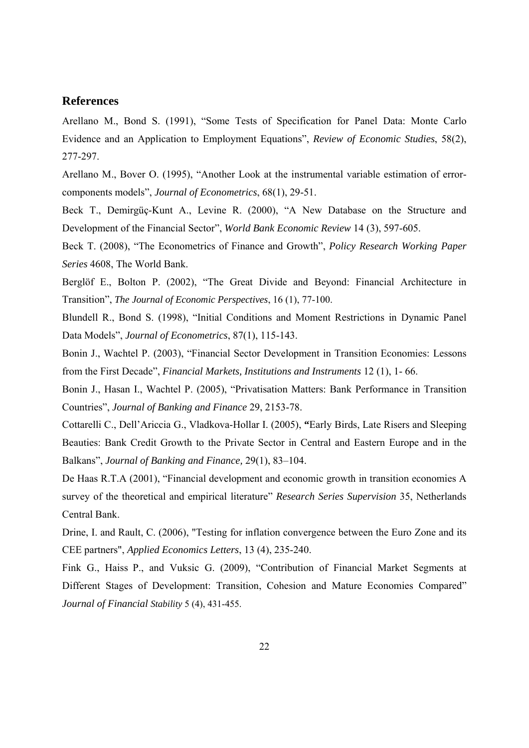## References

Arellano M., Bond S. (1991), "Some Tests of Specification for Panel Data: Monte Carlo Evidence and an Application to Employment Equations", *Review of Economic Studies*, 58(2), 277-297.

Arellano M., Bover O. (1995), "Another Look at the instrumental variable estimation of error-components models", *Journal of Econometrics*, 68(1), 29-51.

Beck T., Demirgüç-Kunt A., Levine R. (2000), "A New Database on the Structure and Development of the Financial Sector", *World Bank Economic Review* 14 (3), 597-605.

Beck T. (2008), "The Econometrics of Finance and Growth", *Policy Research Working Paper Series* 4608, The World Bank.

Berglöf E., Bolton P. (2002), "The Great Divide and Beyond: Financial Architecture in Transition", *The Journal of Economic Perspectives*, 16 (1), 77-100.

Blundell R., Bond S. (1998), "Initial Conditions and Moment Restrictions in Dynamic Panel Data Models", *Journal of Econometrics*, 87(1), 115-143.

Bonin J., Wachtel P. (2003), "Financial Sector Development in Transition Economies: Lessons from the First Decade", *Financial Markets, Institutions and Instruments* 12 (1), 1- 66.

Bonin J., Hasan I., Wachtel P. (2005), "Privatisation Matters: Bank Performance in Transition Countries", *Journal of Banking and Finance* 29, 2153-78.

Cottarelli C., Dell'Ariccia G., Vladkova-Hollar I. (2005), **"**Early Birds, Late Risers and Sleeping Beauties: Bank Credit Growth to the Private Sector in Central and Eastern Europe and in the Balkans", *Journal of Banking and Finance,* 29(1), 83–104.

De Haas R.T.A (2001), "Financial development and economic growth in transition economies A survey of the theoretical and empirical literature" *Research Series Supervision* 35, Netherlands Central Bank.

Drine, I. and Rault, C. (2006), "Testing for inflation convergence between the Euro Zone and its CEE partners", *Applied Economics Letters*, 13 (4), 235-240.

Fink G., Haiss P., and Vuksic G. (2009), "Contribution of Financial Market Segments at Different Stages of Development: Transition, Cohesion and Mature Economies Compared" *Journal of Financial Stability* 5 (4), 431-455.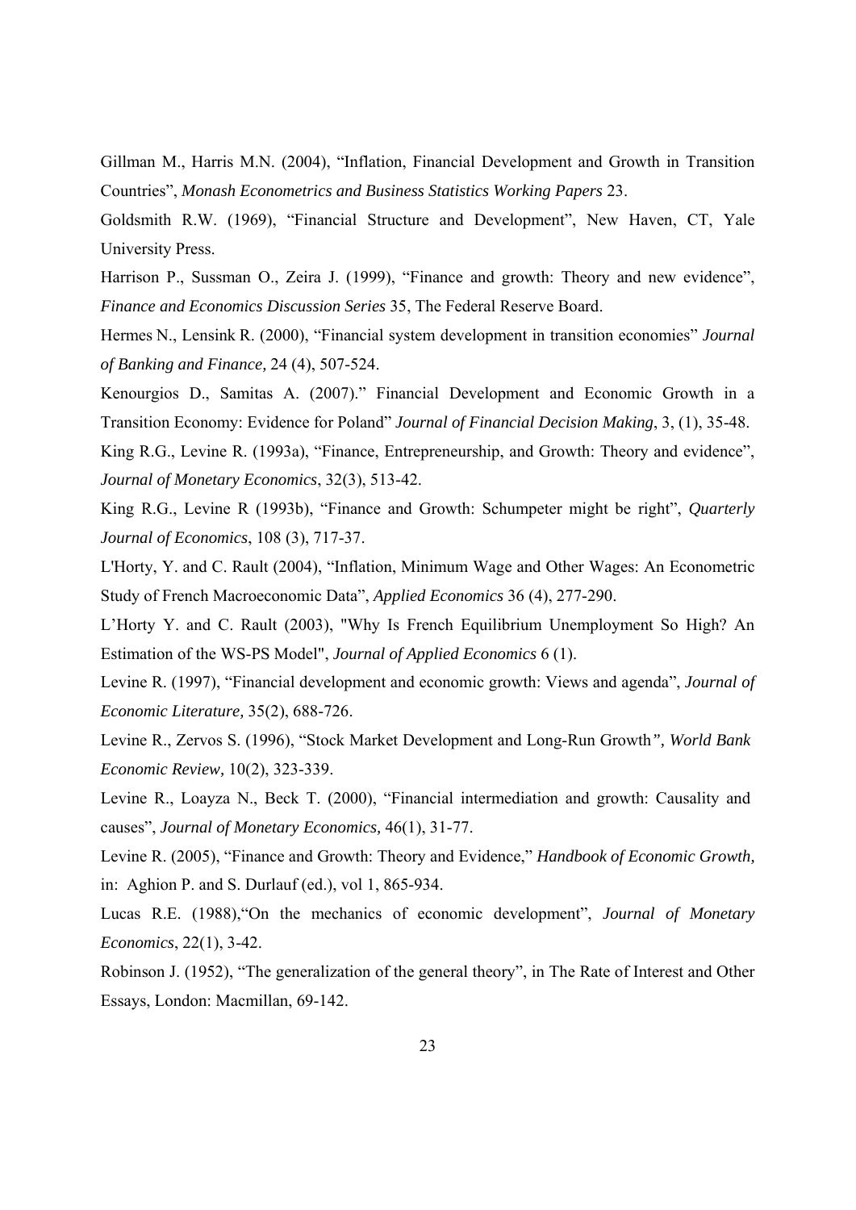Gillman M., Harris M.N. (2004), "Inflation, Financial Development and Growth in Transition Countries", *Monash Econometrics and Business Statistics Working Papers* 23.

Goldsmith R.W. (1969), "Financial Structure and Development", New Haven, CT, Yale University Press.

Harrison P., Sussman O., Zeira J. (1999), "Finance and growth: Theory and new evidence", *Finance and Economics Discussion Series* 35, The Federal Reserve Board.

Hermes N., Lensink R. (2000), "Financial system development in transition economies" *Journal of Banking and Finance,* 24 (4), 507-524.

Kenourgios D., Samitas A. (2007)." Financial Development and Economic Growth in a Transition Economy: Evidence for Poland" *Journal of Financial Decision Making*, 3, (1), 35-48.

King R.G., Levine R. (1993a), "Finance, Entrepreneurship, and Growth: Theory and evidence", *Journal of Monetary Economics*, 32(3), 513-42.

King R.G., Levine R (1993b), "Finance and Growth: Schumpeter might be right", *Quarterly Journal of Economics*, 108 (3), 717-37.

L'Horty, Y. and C. Rault (2004), "Inflation, Minimum Wage and Other Wages: An Econometric Study of French Macroeconomic Data", *Applied Economics* 36 (4), 277-290.

L'Horty Y. and C. Rault (2003), "Why Is French Equilibrium Unemployment So High? An Estimation of the WS-PS Model", *Journal of Applied Economics* 6 (1).

Levine R. (1997), "Financial development and economic growth: Views and agenda", *Journal of Economic Literature,* 35(2), 688-726.

Levine R., Zervos S. (1996), "Stock Market Development and Long-Run Growth*", World Bank Economic Review,* 10(2), 323-339.

Levine R., Loayza N., Beck T. (2000), "Financial intermediation and growth: Causality and causes", *Journal of Monetary Economics,* 46(1), 31-77.

Levine R. (2005), "Finance and Growth: Theory and Evidence," *Handbook of Economic Growth*, in: Aghion P. and S. Durlauf (ed.), vol 1, 865-934.

Lucas R.E. (1988),"On the mechanics of economic development", *Journal of Monetary Economics*, 22(1), 3-42.

Robinson J. (1952), "The generalization of the general theory", in The Rate of Interest and Other Essays, London: Macmillan, 69-142.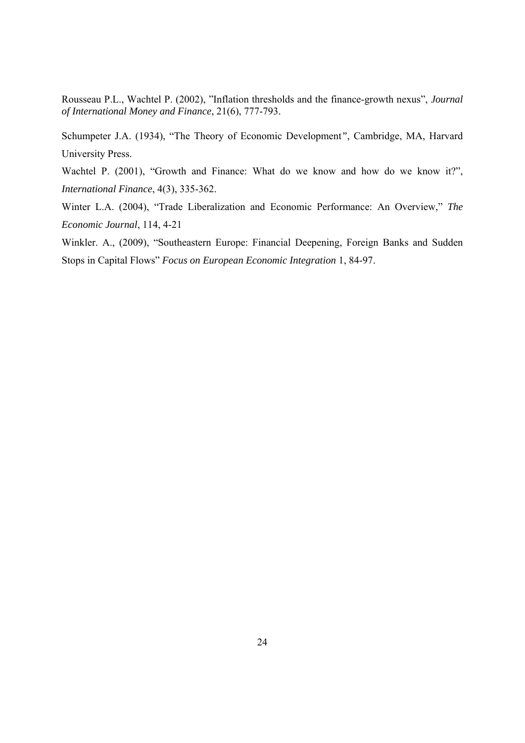Rousseau P.L., Wachtel P. (2002), "Inflation thresholds and the finance-growth nexus", *Journal of International Money and Finance*, 21(6), 777-793.

Schumpeter J.A. (1934), "The Theory of Economic Development", Cambridge, MA, Harvard University Press.

Wachtel P. (2001), "Growth and Finance: What do we know and how do we know it?", *International Finance*, 4(3), 335-362.

Winter L.A. (2004), "Trade Liberalization and Economic Performance: An Overview," *The Economic Journal*, 114, 4-21

Winkler. A., (2009), "Southeastern Europe: Financial Deepening, Foreign Banks and Sudden Stops in Capital Flows" *Focus on European Economic Integration* 1, 84-97.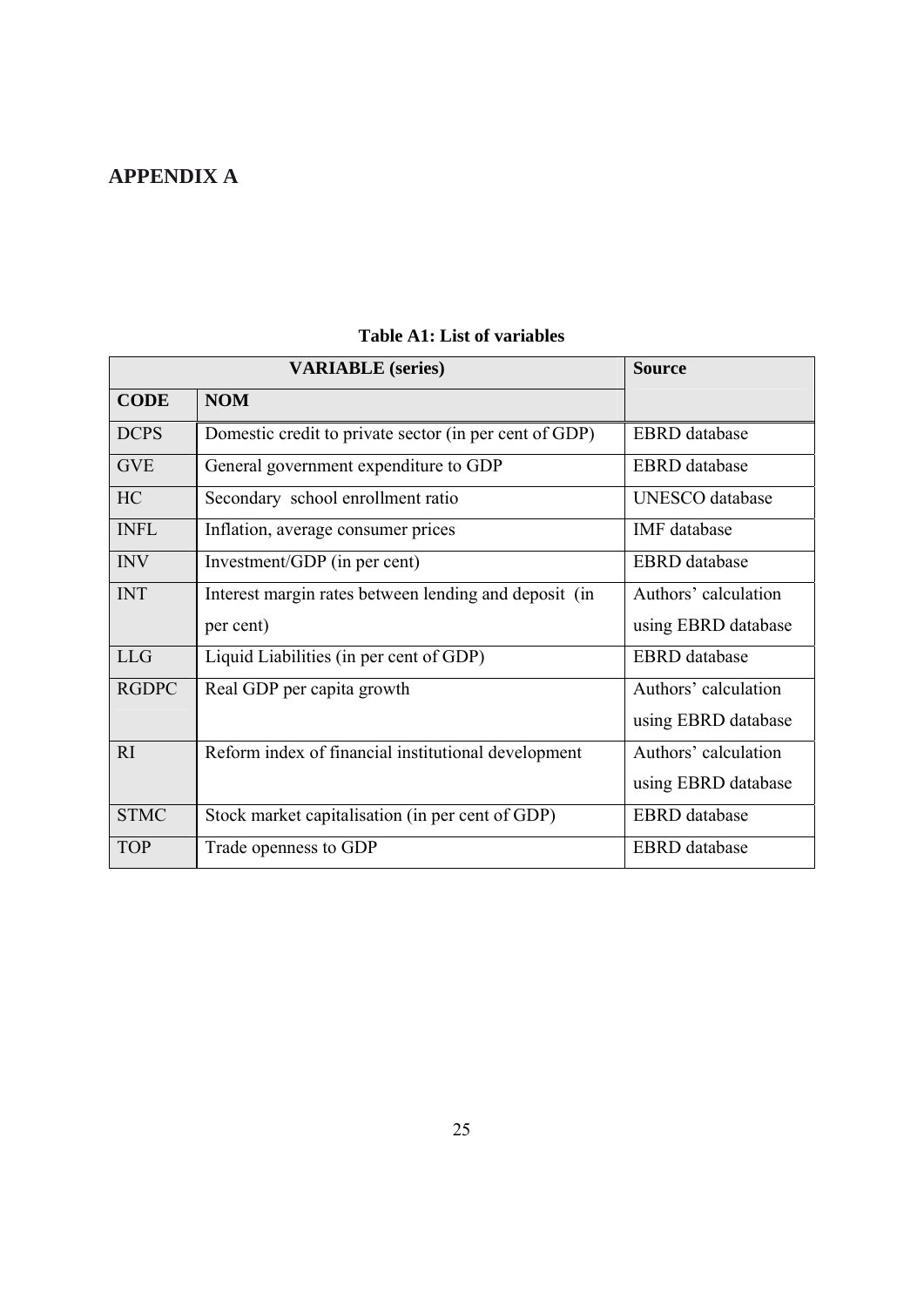# APPENDIX A

**Table A1: List of variables**

| VARIABLE (series) | | Source |
|---|---|---|
| **CODE** | **NOM** | |
| DCPS | Domestic credit to private sector (in per cent of GDP) | EBRD database |
| GVE | General government expenditure to GDP | EBRD database |
| HC | Secondary school enrollment ratio | UNESCO database |
| INFL | Inflation, average consumer prices | IMF database |
| INV | Investment/GDP (in per cent) | EBRD database |
| INT | Interest margin rates between lending and deposit (in per cent) | Authors' calculation using EBRD database |
| LLG | Liquid Liabilities (in per cent of GDP) | EBRD database |
| RGDPC | Real GDP per capita growth | Authors' calculation using EBRD database |
| RI | Reform index of financial institutional development | Authors' calculation using EBRD database |
| STMC | Stock market capitalisation (in per cent of GDP) | EBRD database |
| TOP | Trade openness to GDP | EBRD database |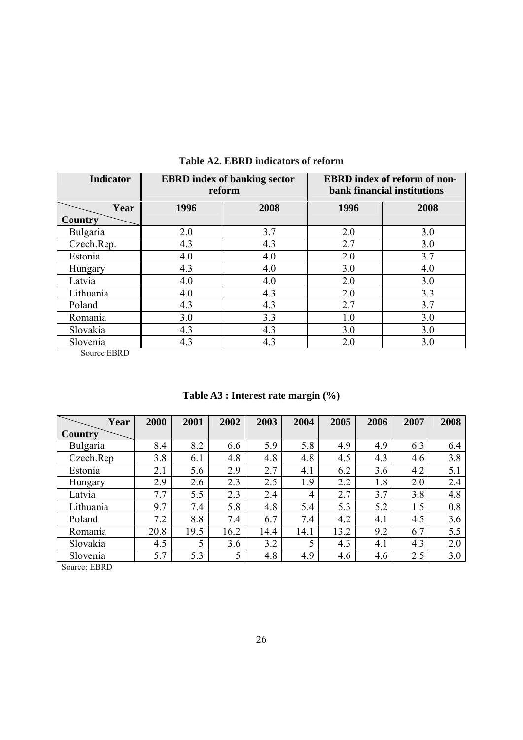**Table A2. EBRD indicators of reform**

| Indicator | EBRD index of banking sector reform | | EBRD index of reform of non-bank financial institutions | |
|---|---|---|---|---|
| Year / Country | 1996 | 2008 | 1996 | 2008 |
| Bulgaria | 2.0 | 3.7 | 2.0 | 3.0 |
| Czech.Rep. | 4.3 | 4.3 | 2.7 | 3.0 |
| Estonia | 4.0 | 4.0 | 2.0 | 3.7 |
| Hungary | 4.3 | 4.0 | 3.0 | 4.0 |
| Latvia | 4.0 | 4.0 | 2.0 | 3.0 |
| Lithuania | 4.0 | 4.3 | 2.0 | 3.3 |
| Poland | 4.3 | 4.3 | 2.7 | 3.7 |
| Romania | 3.0 | 3.3 | 1.0 | 3.0 |
| Slovakia | 4.3 | 4.3 | 3.0 | 3.0 |
| Slovenia | 4.3 | 4.3 | 2.0 | 3.0 |

Source EBRD

**Table A3 : Interest rate margin (%)**

| Year / Country | 2000 | 2001 | 2002 | 2003 | 2004 | 2005 | 2006 | 2007 | 2008 |
|---|---|---|---|---|---|---|---|---|---|
| Bulgaria | 8.4 | 8.2 | 6.6 | 5.9 | 5.8 | 4.9 | 4.9 | 6.3 | 6.4 |
| Czech.Rep | 3.8 | 6.1 | 4.8 | 4.8 | 4.8 | 4.5 | 4.3 | 4.6 | 3.8 |
| Estonia | 2.1 | 5.6 | 2.9 | 2.7 | 4.1 | 6.2 | 3.6 | 4.2 | 5.1 |
| Hungary | 2.9 | 2.6 | 2.3 | 2.5 | 1.9 | 2.2 | 1.8 | 2.0 | 2.4 |
| Latvia | 7.7 | 5.5 | 2.3 | 2.4 | 4 | 2.7 | 3.7 | 3.8 | 4.8 |
| Lithuania | 9.7 | 7.4 | 5.8 | 4.8 | 5.4 | 5.3 | 5.2 | 1.5 | 0.8 |
| Poland | 7.2 | 8.8 | 7.4 | 6.7 | 7.4 | 4.2 | 4.1 | 4.5 | 3.6 |
| Romania | 20.8 | 19.5 | 16.2 | 14.4 | 14.1 | 13.2 | 9.2 | 6.7 | 5.5 |
| Slovakia | 4.5 | 5 | 3.6 | 3.2 | 5 | 4.3 | 4.1 | 4.3 | 2.0 |
| Slovenia | 5.7 | 5.3 | 5 | 4.8 | 4.9 | 4.6 | 4.6 | 2.5 | 3.0 |

Source: EBRD